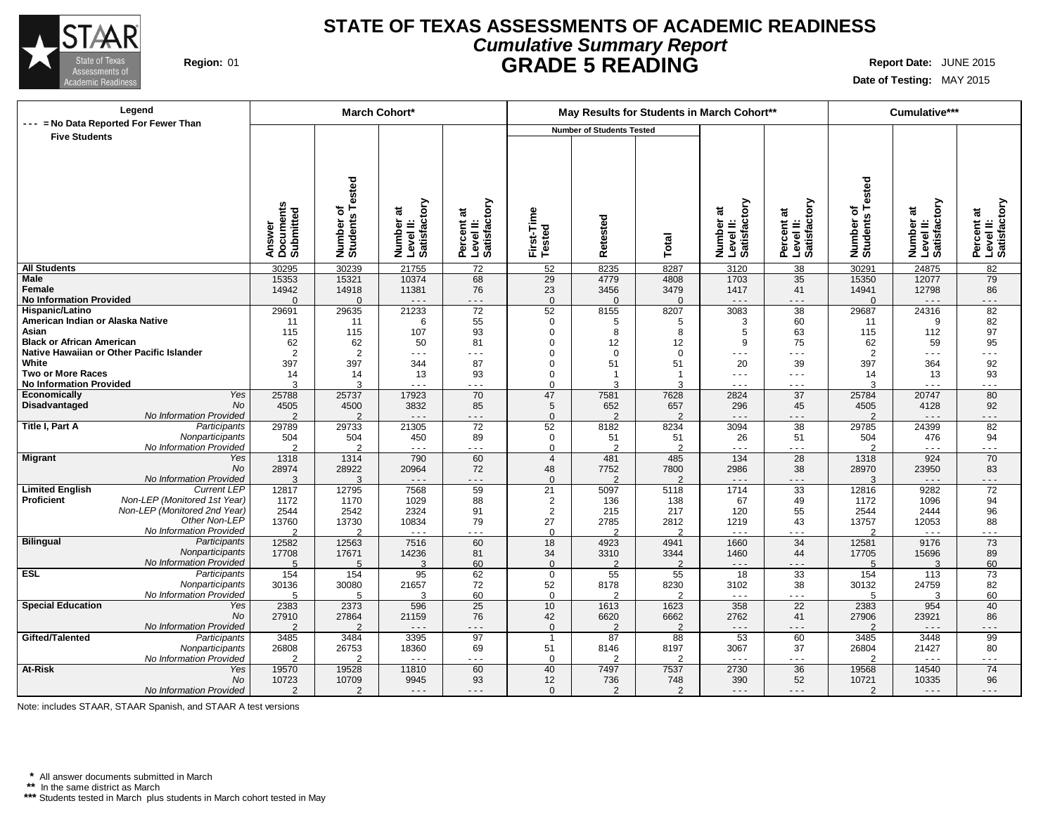# STATE OF TEXAS ASSESSMENTS OF ACADEMIC READINESS

## *Cumulative Summary Report*

## GRADE 5 READING

**Region:** 01

**Report Date:** JUNE 2015

**Date of Testing:** MAY 2015

**Legend**

--- = No Data Reported For Fewer Than Five Students

| | | March Cohort* | | | | May Results for Students in March Cohort** | | | | | Cumulative*** | | |
|---|---|---|---|---|---|---|---|---|---|---|---|---|---|
| | | | | | | Number of Students Tested | | | | | | | |
| | | Answer Documents Submitted | Number of Students Tested | Number at Level II: Satisfactory | Percent at Level II: Satisfactory | First-Time Tested | Retested | Total | Number at Level II: Satisfactory | Percent at Level II: Satisfactory | Number of Students Tested | Number at Level II: Satisfactory | Percent at Level II: Satisfactory |
| **All Students** | | 30295 | 30239 | 21755 | 72 | 52 | 8235 | 8287 | 3120 | 38 | 30291 | 24875 | 82 |
| **Male** | | 15353 | 15321 | 10374 | 68 | 29 | 4779 | 4808 | 1703 | 35 | 15350 | 12077 | 79 |
| **Female** | | 14942 | 14918 | 11381 | 76 | 23 | 3456 | 3479 | 1417 | 41 | 14941 | 12798 | 86 |
| **No Information Provided** | | 0 | 0 | --- | --- | 0 | 0 | 0 | --- | --- | 0 | --- | --- |
| **Hispanic/Latino** | | 29691 | 29635 | 21233 | 72 | 52 | 8155 | 8207 | 3083 | 38 | 29687 | 24316 | 82 |
| **American Indian or Alaska Native** | | 11 | 11 | 6 | 55 | 0 | 5 | 5 | 3 | 60 | 11 | 9 | 82 |
| **Asian** | | 115 | 115 | 107 | 93 | 0 | 8 | 8 | 5 | 63 | 115 | 112 | 97 |
| **Black or African American** | | 62 | 62 | 50 | 81 | 0 | 12 | 12 | 9 | 75 | 62 | 59 | 95 |
| **Native Hawaiian or Other Pacific Islander** | | 2 | 2 | --- | --- | 0 | 0 | 0 | --- | --- | 2 | --- | --- |
| **White** | | 397 | 397 | 344 | 87 | 0 | 51 | 51 | 20 | 39 | 397 | 364 | 92 |
| **Two or More Races** | | 14 | 14 | 13 | 93 | 0 | 1 | 1 | --- | --- | 14 | 13 | 93 |
| **No Information Provided** | | 3 | 3 | --- | --- | 0 | 3 | 3 | --- | --- | 3 | --- | --- |
| **Economically Disadvantaged** | *Yes* | 25788 | 25737 | 17923 | 70 | 47 | 7581 | 7628 | 2824 | 37 | 25784 | 20747 | 80 |
| | *No* | 4505 | 4500 | 3832 | 85 | 5 | 652 | 657 | 296 | 45 | 4505 | 4128 | 92 |
| | *No Information Provided* | 2 | 2 | --- | --- | 0 | 2 | 2 | --- | --- | 2 | --- | --- |
| **Title I, Part A** | *Participants* | 29789 | 29733 | 21305 | 72 | 52 | 8182 | 8234 | 3094 | 38 | 29785 | 24399 | 82 |
| | *Nonparticipants* | 504 | 504 | 450 | 89 | 0 | 51 | 51 | 26 | 51 | 504 | 476 | 94 |
| | *No Information Provided* | 2 | 2 | --- | --- | 0 | 2 | 2 | --- | --- | 2 | --- | --- |
| **Migrant** | *Yes* | 1318 | 1314 | 790 | 60 | 4 | 481 | 485 | 134 | 28 | 1318 | 924 | 70 |
| | *No* | 28974 | 28922 | 20964 | 72 | 48 | 7752 | 7800 | 2986 | 38 | 28970 | 23950 | 83 |
| | *No Information Provided* | 3 | 3 | --- | --- | 0 | 2 | 2 | --- | --- | 3 | --- | --- |
| **Limited English Proficient** | *Current LEP* | 12817 | 12795 | 7568 | 59 | 21 | 5097 | 5118 | 1714 | 33 | 12816 | 9282 | 72 |
| | *Non-LEP (Monitored 1st Year)* | 1172 | 1170 | 1029 | 88 | 2 | 136 | 138 | 67 | 49 | 1172 | 1096 | 94 |
| | *Non-LEP (Monitored 2nd Year)* | 2544 | 2542 | 2324 | 91 | 2 | 215 | 217 | 120 | 55 | 2544 | 2444 | 96 |
| | *Other Non-LEP* | 13760 | 13730 | 10834 | 79 | 27 | 2785 | 2812 | 1219 | 43 | 13757 | 12053 | 88 |
| | *No Information Provided* | 2 | 2 | --- | --- | 0 | 2 | 2 | --- | --- | 2 | --- | --- |
| **Bilingual** | *Participants* | 12582 | 12563 | 7516 | 60 | 18 | 4923 | 4941 | 1660 | 34 | 12581 | 9176 | 73 |
| | *Nonparticipants* | 17708 | 17671 | 14236 | 81 | 34 | 3310 | 3344 | 1460 | 44 | 17705 | 15696 | 89 |
| | *No Information Provided* | 5 | 5 | 3 | 60 | 0 | 2 | 2 | --- | --- | 5 | 3 | 60 |
| **ESL** | *Participants* | 154 | 154 | 95 | 62 | 0 | 55 | 55 | 18 | 33 | 154 | 113 | 73 |
| | *Nonparticipants* | 30136 | 30080 | 21657 | 72 | 52 | 8178 | 8230 | 3102 | 38 | 30132 | 24759 | 82 |
| | *No Information Provided* | 5 | 5 | 3 | 60 | 0 | 2 | 2 | --- | --- | 5 | 3 | 60 |
| **Special Education** | *Yes* | 2383 | 2373 | 596 | 25 | 10 | 1613 | 1623 | 358 | 22 | 2383 | 954 | 40 |
| | *No* | 27910 | 27864 | 21159 | 76 | 42 | 6620 | 6662 | 2762 | 41 | 27906 | 23921 | 86 |
| | *No Information Provided* | 2 | 2 | --- | --- | 0 | 2 | 2 | --- | --- | 2 | --- | --- |
| **Gifted/Talented** | *Participants* | 3485 | 3484 | 3395 | 97 | 1 | 87 | 88 | 53 | 60 | 3485 | 3448 | 99 |
| | *Nonparticipants* | 26808 | 26753 | 18360 | 69 | 51 | 8146 | 8197 | 3067 | 37 | 26804 | 21427 | 80 |
| | *No Information Provided* | 2 | 2 | --- | --- | 0 | 2 | 2 | --- | --- | 2 | --- | --- |
| **At-Risk** | *Yes* | 19570 | 19528 | 11810 | 60 | 40 | 7497 | 7537 | 2730 | 36 | 19568 | 14540 | 74 |
| | *No* | 10723 | 10709 | 9945 | 93 | 12 | 736 | 748 | 390 | 52 | 10721 | 10335 | 96 |
| | *No Information Provided* | 2 | 2 | --- | --- | 0 | 2 | 2 | --- | --- | 2 | --- | --- |

Note: includes STAAR, STAAR Spanish, and STAAR A test versions

\* All answer documents submitted in March

\*\* In the same district as March

\*\*\* Students tested in March plus students in March cohort tested in May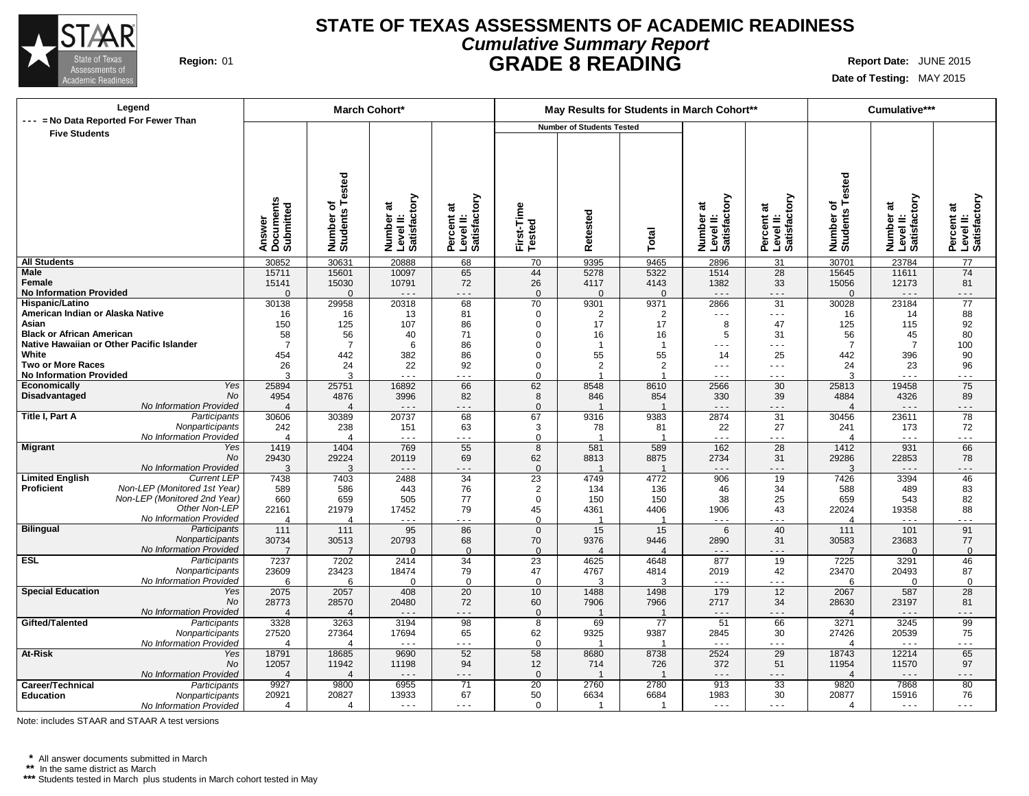# STATE OF TEXAS ASSESSMENTS OF ACADEMIC READINESS

## *Cumulative Summary Report*

## GRADE 8 READING

**Region:** 01

**Report Date:** JUNE 2015

**Date of Testing:** MAY 2015

**Legend**
--- = No Data Reported For Fewer Than Five Students

| | | March Cohort* | | | | May Results for Students in March Cohort** | | | | | Cumulative*** | | |
|---|---|---|---|---|---|---|---|---|---|---|---|---|---|
| | | | | | | Number of Students Tested | | | | | | | |
| | | Answer Documents Submitted | Number of Students Tested | Number at Level II: Satisfactory | Percent at Level II: Satisfactory | First-Time Tested | Retested | Total | Number at Level II: Satisfactory | Percent at Level II: Satisfactory | Number of Students Tested | Number at Level II: Satisfactory | Percent at Level II: Satisfactory |
| **All Students** | | 30852 | 30631 | 20888 | 68 | 70 | 9395 | 9465 | 2896 | 31 | 30701 | 23784 | 77 |
| **Male** | | 15711 | 15601 | 10097 | 65 | 44 | 5278 | 5322 | 1514 | 28 | 15645 | 11611 | 74 |
| **Female** | | 15141 | 15030 | 10791 | 72 | 26 | 4117 | 4143 | 1382 | 33 | 15056 | 12173 | 81 |
| **No Information Provided** | | 0 | 0 | --- | --- | 0 | 0 | 0 | --- | --- | 0 | --- | --- |
| **Hispanic/Latino** | | 30138 | 29958 | 20318 | 68 | 70 | 9301 | 9371 | 2866 | 31 | 30028 | 23184 | 77 |
| **American Indian or Alaska Native** | | 16 | 16 | 13 | 81 | 0 | 2 | 2 | --- | --- | 16 | 14 | 88 |
| **Asian** | | 150 | 125 | 107 | 86 | 0 | 17 | 17 | 8 | 47 | 125 | 115 | 92 |
| **Black or African American** | | 58 | 56 | 40 | 71 | 0 | 16 | 16 | 5 | 31 | 56 | 45 | 80 |
| **Native Hawaiian or Other Pacific Islander** | | 7 | 7 | 6 | 86 | 0 | 1 | 1 | --- | --- | 7 | 7 | 100 |
| **White** | | 454 | 442 | 382 | 86 | 0 | 55 | 55 | 14 | 25 | 442 | 396 | 90 |
| **Two or More Races** | | 26 | 24 | 22 | 92 | 0 | 2 | 2 | --- | --- | 24 | 23 | 96 |
| **No Information Provided** | | 3 | 3 | --- | --- | 0 | 1 | 1 | --- | --- | 3 | --- | --- |
| **Economically Disadvantaged** | *Yes* | 25894 | 25751 | 16892 | 66 | 62 | 8548 | 8610 | 2566 | 30 | 25813 | 19458 | 75 |
| | *No* | 4954 | 4876 | 3996 | 82 | 8 | 846 | 854 | 330 | 39 | 4884 | 4326 | 89 |
| | *No Information Provided* | 4 | 4 | --- | --- | 0 | 1 | 1 | --- | --- | 4 | --- | --- |
| **Title I, Part A** | *Participants* | 30606 | 30389 | 20737 | 68 | 67 | 9316 | 9383 | 2874 | 31 | 30456 | 23611 | 78 |
| | *Nonparticipants* | 242 | 238 | 151 | 63 | 3 | 78 | 81 | 22 | 27 | 241 | 173 | 72 |
| | *No Information Provided* | 4 | 4 | --- | --- | 0 | 1 | 1 | --- | --- | 4 | --- | --- |
| **Migrant** | *Yes* | 1419 | 1404 | 769 | 55 | 8 | 581 | 589 | 162 | 28 | 1412 | 931 | 66 |
| | *No* | 29430 | 29224 | 20119 | 69 | 62 | 8813 | 8875 | 2734 | 31 | 29286 | 22853 | 78 |
| | *No Information Provided* | 3 | 3 | --- | --- | 0 | 1 | 1 | --- | --- | 3 | --- | --- |
| **Limited English Proficient** | *Current LEP* | 7438 | 7403 | 2488 | 34 | 23 | 4749 | 4772 | 906 | 19 | 7426 | 3394 | 46 |
| | *Non-LEP (Monitored 1st Year)* | 589 | 586 | 443 | 76 | 2 | 134 | 136 | 46 | 34 | 588 | 489 | 83 |
| | *Non-LEP (Monitored 2nd Year)* | 660 | 659 | 505 | 77 | 0 | 150 | 150 | 38 | 25 | 659 | 543 | 82 |
| | *Other Non-LEP* | 22161 | 21979 | 17452 | 79 | 45 | 4361 | 4406 | 1906 | 43 | 22024 | 19358 | 88 |
| | *No Information Provided* | 4 | 4 | --- | --- | 0 | 1 | 1 | --- | --- | 4 | --- | --- |
| **Bilingual** | *Participants* | 111 | 111 | 95 | 86 | 0 | 15 | 15 | 6 | 40 | 111 | 101 | 91 |
| | *Nonparticipants* | 30734 | 30513 | 20793 | 68 | 70 | 9376 | 9446 | 2890 | 31 | 30583 | 23683 | 77 |
| | *No Information Provided* | 7 | 7 | 0 | 0 | 0 | 4 | 4 | --- | --- | 7 | 0 | 0 |
| **ESL** | *Participants* | 7237 | 7202 | 2414 | 34 | 23 | 4625 | 4648 | 877 | 19 | 7225 | 3291 | 46 |
| | *Nonparticipants* | 23609 | 23423 | 18474 | 79 | 47 | 4767 | 4814 | 2019 | 42 | 23470 | 20493 | 87 |
| | *No Information Provided* | 6 | 6 | 0 | 0 | 0 | 3 | 3 | --- | --- | 6 | 0 | 0 |
| **Special Education** | *Yes* | 2075 | 2057 | 408 | 20 | 10 | 1488 | 1498 | 179 | 12 | 2067 | 587 | 28 |
| | *No* | 28773 | 28570 | 20480 | 72 | 60 | 7906 | 7966 | 2717 | 34 | 28630 | 23197 | 81 |
| | *No Information Provided* | 4 | 4 | --- | --- | 0 | 1 | 1 | --- | --- | 4 | --- | --- |
| **Gifted/Talented** | *Participants* | 3328 | 3263 | 3194 | 98 | 8 | 69 | 77 | 51 | 66 | 3271 | 3245 | 99 |
| | *Nonparticipants* | 27520 | 27364 | 17694 | 65 | 62 | 9325 | 9387 | 2845 | 30 | 27426 | 20539 | 75 |
| | *No Information Provided* | 4 | 4 | --- | --- | 0 | 1 | 1 | --- | --- | 4 | --- | --- |
| **At-Risk** | *Yes* | 18791 | 18685 | 9690 | 52 | 58 | 8680 | 8738 | 2524 | 29 | 18743 | 12214 | 65 |
| | *No* | 12057 | 11942 | 11198 | 94 | 12 | 714 | 726 | 372 | 51 | 11954 | 11570 | 97 |
| | *No Information Provided* | 4 | 4 | --- | --- | 0 | 1 | 1 | --- | --- | 4 | --- | --- |
| **Career/Technical Education** | *Participants* | 9927 | 9800 | 6955 | 71 | 20 | 2760 | 2780 | 913 | 33 | 9820 | 7868 | 80 |
| | *Nonparticipants* | 20921 | 20827 | 13933 | 67 | 50 | 6634 | 6684 | 1983 | 30 | 20877 | 15916 | 76 |
| | *No Information Provided* | 4 | 4 | --- | --- | 0 | 1 | 1 | --- | --- | 4 | --- | --- |

Note: includes STAAR and STAAR A test versions

\* All answer documents submitted in March
** In the same district as March
*** Students tested in March plus students in March cohort tested in May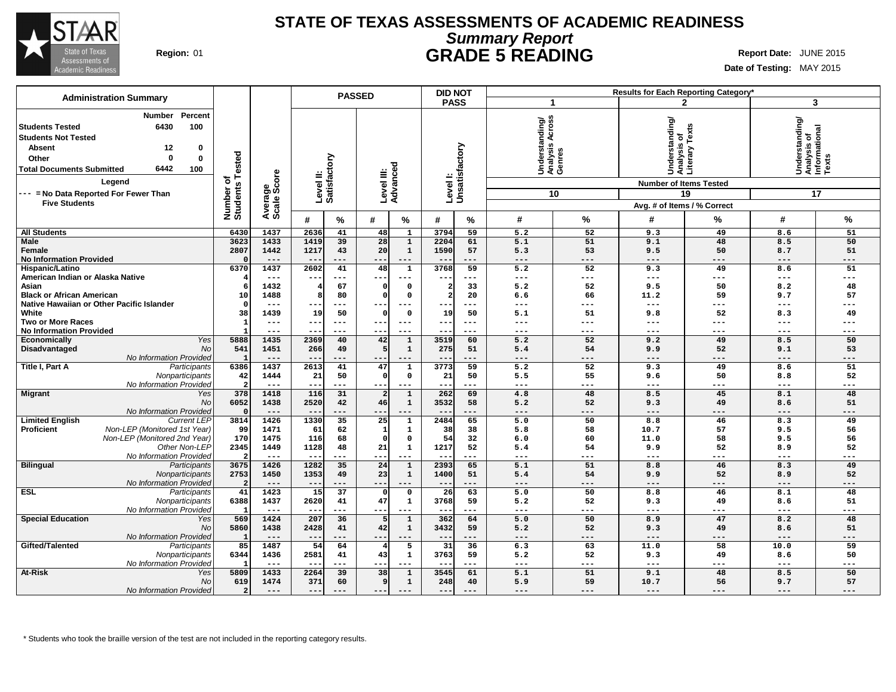# STATE OF TEXAS ASSESSMENTS OF ACADEMIC READINESS

## *Summary Report*

## GRADE 5 READING

**Region:** 01

**Report Date:** JUNE 2015

**Date of Testing:** MAY 2015

### Administration Summary

| | Number | Percent |
|---|---|---|
| **Students Tested** | 6430 | 100 |
| **Students Not Tested** | | |
| Absent | 12 | 0 |
| Other | 0 | 0 |
| **Total Documents Submitted** | 6442 | 100 |

**Legend**

--- = No Data Reported For Fewer Than Five Students

| | | Number of Students Tested | Average Scale Score | PASSED | | | | DID NOT PASS | | Results for Each Reporting Category* | | | | | |
|---|---|---|---|---|---|---|---|---|---|---|---|---|---|---|---|
| | | | | Level II: Satisfactory | | Level III: Advanced | | Level I: Unsatisfactory | | 1 Understanding/Analysis Across Genres (10 items) | | 2 Understanding/Analysis of Literary Texts (19 items) | | 3 Understanding/Analysis of Informational Texts (17 items) | |
| | | | | # | % | # | % | # | % | # | % | # | % | # | % |
| **All Students** | | 6430 | 1437 | 2636 | 41 | 48 | 1 | 3794 | 59 | 5.2 | 52 | 9.3 | 49 | 8.6 | 51 |
| **Male** | | 3623 | 1433 | 1419 | 39 | 28 | 1 | 2204 | 61 | 5.1 | 51 | 9.1 | 48 | 8.5 | 50 |
| **Female** | | 2807 | 1442 | 1217 | 43 | 20 | 1 | 1590 | 57 | 5.3 | 53 | 9.5 | 50 | 8.7 | 51 |
| **No Information Provided** | | 0 | --- | --- | --- | --- | --- | --- | --- | --- | --- | --- | --- | --- | --- |
| **Hispanic/Latino** | | 6370 | 1437 | 2602 | 41 | 48 | 1 | 3768 | 59 | 5.2 | 52 | 9.3 | 49 | 8.6 | 51 |
| **American Indian or Alaska Native** | | 4 | --- | --- | --- | --- | --- | --- | --- | --- | --- | --- | --- | --- | --- |
| **Asian** | | 6 | 1432 | 4 | 67 | 0 | 0 | 2 | 33 | 5.2 | 52 | 9.5 | 50 | 8.2 | 48 |
| **Black or African American** | | 10 | 1488 | 8 | 80 | 0 | 0 | 2 | 20 | 6.6 | 66 | 11.2 | 59 | 9.7 | 57 |
| **Native Hawaiian or Other Pacific Islander** | | 0 | --- | --- | --- | --- | --- | --- | --- | --- | --- | --- | --- | --- | --- |
| **White** | | 38 | 1439 | 19 | 50 | 0 | 0 | 19 | 50 | 5.1 | 51 | 9.8 | 52 | 8.3 | 49 |
| **Two or More Races** | | 1 | --- | --- | --- | --- | --- | --- | --- | --- | --- | --- | --- | --- | --- |
| **No Information Provided** | | 1 | --- | --- | --- | --- | --- | --- | --- | --- | --- | --- | --- | --- | --- |
| **Economically Disadvantaged** | *Yes* | 5888 | 1435 | 2369 | 40 | 42 | 1 | 3519 | 60 | 5.2 | 52 | 9.2 | 49 | 8.5 | 50 |
| | *No* | 541 | 1451 | 266 | 49 | 5 | 1 | 275 | 51 | 5.4 | 54 | 9.9 | 52 | 9.1 | 53 |
| | *No Information Provided* | 1 | --- | --- | --- | --- | --- | --- | --- | --- | --- | --- | --- | --- | --- |
| **Title I, Part A** | *Participants* | 6386 | 1437 | 2613 | 41 | 47 | 1 | 3773 | 59 | 5.2 | 52 | 9.3 | 49 | 8.6 | 51 |
| | *Nonparticipants* | 42 | 1444 | 21 | 50 | 0 | 0 | 21 | 50 | 5.5 | 55 | 9.6 | 50 | 8.8 | 52 |
| | *No Information Provided* | 2 | --- | --- | --- | --- | --- | --- | --- | --- | --- | --- | --- | --- | --- |
| **Migrant** | *Yes* | 378 | 1418 | 116 | 31 | 2 | 1 | 262 | 69 | 4.8 | 48 | 8.5 | 45 | 8.1 | 48 |
| | *No* | 6052 | 1438 | 2520 | 42 | 46 | 1 | 3532 | 58 | 5.2 | 52 | 9.3 | 49 | 8.6 | 51 |
| | *No Information Provided* | 0 | --- | --- | --- | --- | --- | --- | --- | --- | --- | --- | --- | --- | --- |
| **Limited English Proficient** | *Current LEP* | 3814 | 1426 | 1330 | 35 | 25 | 1 | 2484 | 65 | 5.0 | 50 | 8.8 | 46 | 8.3 | 49 |
| | *Non-LEP (Monitored 1st Year)* | 99 | 1471 | 61 | 62 | 1 | 1 | 38 | 38 | 5.8 | 58 | 10.7 | 57 | 9.5 | 56 |
| | *Non-LEP (Monitored 2nd Year)* | 170 | 1475 | 116 | 68 | 0 | 0 | 54 | 32 | 6.0 | 60 | 11.0 | 58 | 9.5 | 56 |
| | *Other Non-LEP* | 2345 | 1449 | 1128 | 48 | 21 | 1 | 1217 | 52 | 5.4 | 54 | 9.9 | 52 | 8.9 | 52 |
| | *No Information Provided* | 2 | --- | --- | --- | --- | --- | --- | --- | --- | --- | --- | --- | --- | --- |
| **Bilingual** | *Participants* | 3675 | 1426 | 1282 | 35 | 24 | 1 | 2393 | 65 | 5.1 | 51 | 8.8 | 46 | 8.3 | 49 |
| | *Nonparticipants* | 2753 | 1450 | 1353 | 49 | 23 | 1 | 1400 | 51 | 5.4 | 54 | 9.9 | 52 | 8.9 | 52 |
| | *No Information Provided* | 2 | --- | --- | --- | --- | --- | --- | --- | --- | --- | --- | --- | --- | --- |
| **ESL** | *Participants* | 41 | 1423 | 15 | 37 | 0 | 0 | 26 | 63 | 5.0 | 50 | 8.8 | 46 | 8.1 | 48 |
| | *Nonparticipants* | 6388 | 1437 | 2620 | 41 | 47 | 1 | 3768 | 59 | 5.2 | 52 | 9.3 | 49 | 8.6 | 51 |
| | *No Information Provided* | 1 | --- | --- | --- | --- | --- | --- | --- | --- | --- | --- | --- | --- | --- |
| **Special Education** | *Yes* | 569 | 1424 | 207 | 36 | 5 | 1 | 362 | 64 | 5.0 | 50 | 8.9 | 47 | 8.2 | 48 |
| | *No* | 5860 | 1438 | 2428 | 41 | 42 | 1 | 3432 | 59 | 5.2 | 52 | 9.3 | 49 | 8.6 | 51 |
| | *No Information Provided* | 1 | --- | --- | --- | --- | --- | --- | --- | --- | --- | --- | --- | --- | --- |
| **Gifted/Talented** | *Participants* | 85 | 1487 | 54 | 64 | 4 | 5 | 31 | 36 | 6.3 | 63 | 11.0 | 58 | 10.0 | 59 |
| | *Nonparticipants* | 6344 | 1436 | 2581 | 41 | 43 | 1 | 3763 | 59 | 5.2 | 52 | 9.3 | 49 | 8.6 | 50 |
| | *No Information Provided* | 1 | --- | --- | --- | --- | --- | --- | --- | --- | --- | --- | --- | --- | --- |
| **At-Risk** | *Yes* | 5809 | 1433 | 2264 | 39 | 38 | 1 | 3545 | 61 | 5.1 | 51 | 9.1 | 48 | 8.5 | 50 |
| | *No* | 619 | 1474 | 371 | 60 | 9 | 1 | 248 | 40 | 5.9 | 59 | 10.7 | 56 | 9.7 | 57 |
| | *No Information Provided* | 2 | --- | --- | --- | --- | --- | --- | --- | --- | --- | --- | --- | --- | --- |

Reporting category columns show Number of Items Tested (10, 19, 17) and Avg. # of Items / % Correct.

\* Students who took the braille version of the test are not included in the reporting category results.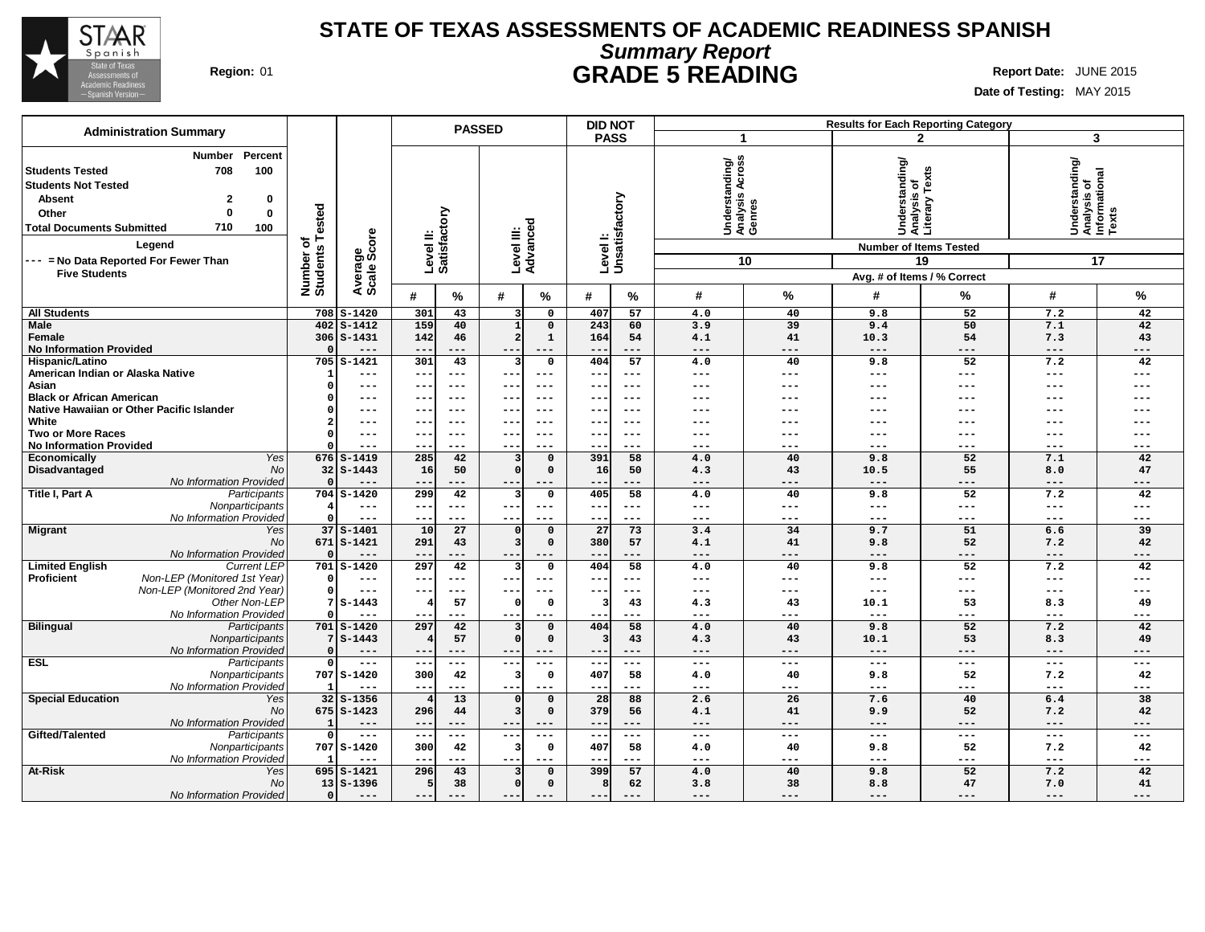# STATE OF TEXAS ASSESSMENTS OF ACADEMIC READINESS SPANISH

## *Summary Report*

## GRADE 5 READING

**Region:** 01

**Report Date:** JUNE 2015

**Date of Testing:** MAY 2015

| Administration Summary | Number | Percent |
|---|---|---|
| Students Tested | 708 | 100 |
| Students Not Tested | | |
| Absent | 2 | 0 |
| Other | 0 | 0 |
| Total Documents Submitted | 710 | 100 |

Legend

--- = No Data Reported For Fewer Than Five Students

| | | Number of Students Tested | Average Scale Score | PASSED Level II: Satisfactory # | PASSED Level II: Satisfactory % | PASSED Level III: Advanced # | PASSED Level III: Advanced % | DID NOT PASS Level I: Unsatisfactory # | DID NOT PASS Level I: Unsatisfactory % | 1 Understanding/ Analysis Across Genres (10 items) # | 1 % | 2 Understanding/ Analysis of Literary Texts (19 items) # | 2 % | 3 Understanding/ Analysis of Informational Texts (17 items) # | 3 % |
|---|---|---|---|---|---|---|---|---|---|---|---|---|---|---|---|
| All Students | | 708 | S-1420 | 301 | 43 | 3 | 0 | 407 | 57 | 4.0 | 40 | 9.8 | 52 | 7.2 | 42 |
| Male | | 402 | S-1412 | 159 | 40 | 1 | 0 | 243 | 60 | 3.9 | 39 | 9.4 | 50 | 7.1 | 42 |
| Female | | 306 | S-1431 | 142 | 46 | 2 | 1 | 164 | 54 | 4.1 | 41 | 10.3 | 54 | 7.3 | 43 |
| No Information Provided | | 0 | --- | --- | --- | --- | --- | --- | --- | --- | --- | --- | --- | --- | --- |
| Hispanic/Latino | | 705 | S-1421 | 301 | 43 | 3 | 0 | 404 | 57 | 4.0 | 40 | 9.8 | 52 | 7.2 | 42 |
| American Indian or Alaska Native | | 1 | --- | --- | --- | --- | --- | --- | --- | --- | --- | --- | --- | --- | --- |
| Asian | | 0 | --- | --- | --- | --- | --- | --- | --- | --- | --- | --- | --- | --- | --- |
| Black or African American | | 0 | --- | --- | --- | --- | --- | --- | --- | --- | --- | --- | --- | --- | --- |
| Native Hawaiian or Other Pacific Islander | | 0 | --- | --- | --- | --- | --- | --- | --- | --- | --- | --- | --- | --- | --- |
| White | | 2 | --- | --- | --- | --- | --- | --- | --- | --- | --- | --- | --- | --- | --- |
| Two or More Races | | 0 | --- | --- | --- | --- | --- | --- | --- | --- | --- | --- | --- | --- | --- |
| No Information Provided | | 0 | --- | --- | --- | --- | --- | --- | --- | --- | --- | --- | --- | --- | --- |
| Economically Disadvantaged | *Yes* | 676 | S-1419 | 285 | 42 | 3 | 0 | 391 | 58 | 4.0 | 40 | 9.8 | 52 | 7.1 | 42 |
| | *No* | 32 | S-1443 | 16 | 50 | 0 | 0 | 16 | 50 | 4.3 | 43 | 10.5 | 55 | 8.0 | 47 |
| | *No Information Provided* | 0 | --- | --- | --- | --- | --- | --- | --- | --- | --- | --- | --- | --- | --- |
| Title I, Part A | *Participants* | 704 | S-1420 | 299 | 42 | 3 | 0 | 405 | 58 | 4.0 | 40 | 9.8 | 52 | 7.2 | 42 |
| | *Nonparticipants* | 4 | --- | --- | --- | --- | --- | --- | --- | --- | --- | --- | --- | --- | --- |
| | *No Information Provided* | 0 | --- | --- | --- | --- | --- | --- | --- | --- | --- | --- | --- | --- | --- |
| Migrant | *Yes* | 37 | S-1401 | 10 | 27 | 0 | 0 | 27 | 73 | 3.4 | 34 | 9.7 | 51 | 6.6 | 39 |
| | *No* | 671 | S-1421 | 291 | 43 | 3 | 0 | 380 | 57 | 4.1 | 41 | 9.8 | 52 | 7.2 | 42 |
| | *No Information Provided* | 0 | --- | --- | --- | --- | --- | --- | --- | --- | --- | --- | --- | --- | --- |
| Limited English Proficient | *Current LEP* | 701 | S-1420 | 297 | 42 | 3 | 0 | 404 | 58 | 4.0 | 40 | 9.8 | 52 | 7.2 | 42 |
| | *Non-LEP (Monitored 1st Year)* | 0 | --- | --- | --- | --- | --- | --- | --- | --- | --- | --- | --- | --- | --- |
| | *Non-LEP (Monitored 2nd Year)* | 0 | --- | --- | --- | --- | --- | --- | --- | --- | --- | --- | --- | --- | --- |
| | *Other Non-LEP* | 7 | S-1443 | 4 | 57 | 0 | 0 | 3 | 43 | 4.3 | 43 | 10.1 | 53 | 8.3 | 49 |
| | *No Information Provided* | 0 | --- | --- | --- | --- | --- | --- | --- | --- | --- | --- | --- | --- | --- |
| Bilingual | *Participants* | 701 | S-1420 | 297 | 42 | 3 | 0 | 404 | 58 | 4.0 | 40 | 9.8 | 52 | 7.2 | 42 |
| | *Nonparticipants* | 7 | S-1443 | 4 | 57 | 0 | 0 | 3 | 43 | 4.3 | 43 | 10.1 | 53 | 8.3 | 49 |
| | *No Information Provided* | 0 | --- | --- | --- | --- | --- | --- | --- | --- | --- | --- | --- | --- | --- |
| ESL | *Participants* | 0 | --- | --- | --- | --- | --- | --- | --- | --- | --- | --- | --- | --- | --- |
| | *Nonparticipants* | 707 | S-1420 | 300 | 42 | 3 | 0 | 407 | 58 | 4.0 | 40 | 9.8 | 52 | 7.2 | 42 |
| | *No Information Provided* | 1 | --- | --- | --- | --- | --- | --- | --- | --- | --- | --- | --- | --- | --- |
| Special Education | *Yes* | 32 | S-1356 | 4 | 13 | 0 | 0 | 28 | 88 | 2.6 | 26 | 7.6 | 40 | 6.4 | 38 |
| | *No* | 675 | S-1423 | 296 | 44 | 3 | 0 | 379 | 56 | 4.1 | 41 | 9.9 | 52 | 7.2 | 42 |
| | *No Information Provided* | 1 | --- | --- | --- | --- | --- | --- | --- | --- | --- | --- | --- | --- | --- |
| Gifted/Talented | *Participants* | 0 | --- | --- | --- | --- | --- | --- | --- | --- | --- | --- | --- | --- | --- |
| | *Nonparticipants* | 707 | S-1420 | 300 | 42 | 3 | 0 | 407 | 58 | 4.0 | 40 | 9.8 | 52 | 7.2 | 42 |
| | *No Information Provided* | 1 | --- | --- | --- | --- | --- | --- | --- | --- | --- | --- | --- | --- | --- |
| At-Risk | *Yes* | 695 | S-1421 | 296 | 43 | 3 | 0 | 399 | 57 | 4.0 | 40 | 9.8 | 52 | 7.2 | 42 |
| | *No* | 13 | S-1396 | 5 | 38 | 0 | 0 | 8 | 62 | 3.8 | 38 | 8.8 | 47 | 7.0 | 41 |
| | *No Information Provided* | 0 | --- | --- | --- | --- | --- | --- | --- | --- | --- | --- | --- | --- | --- |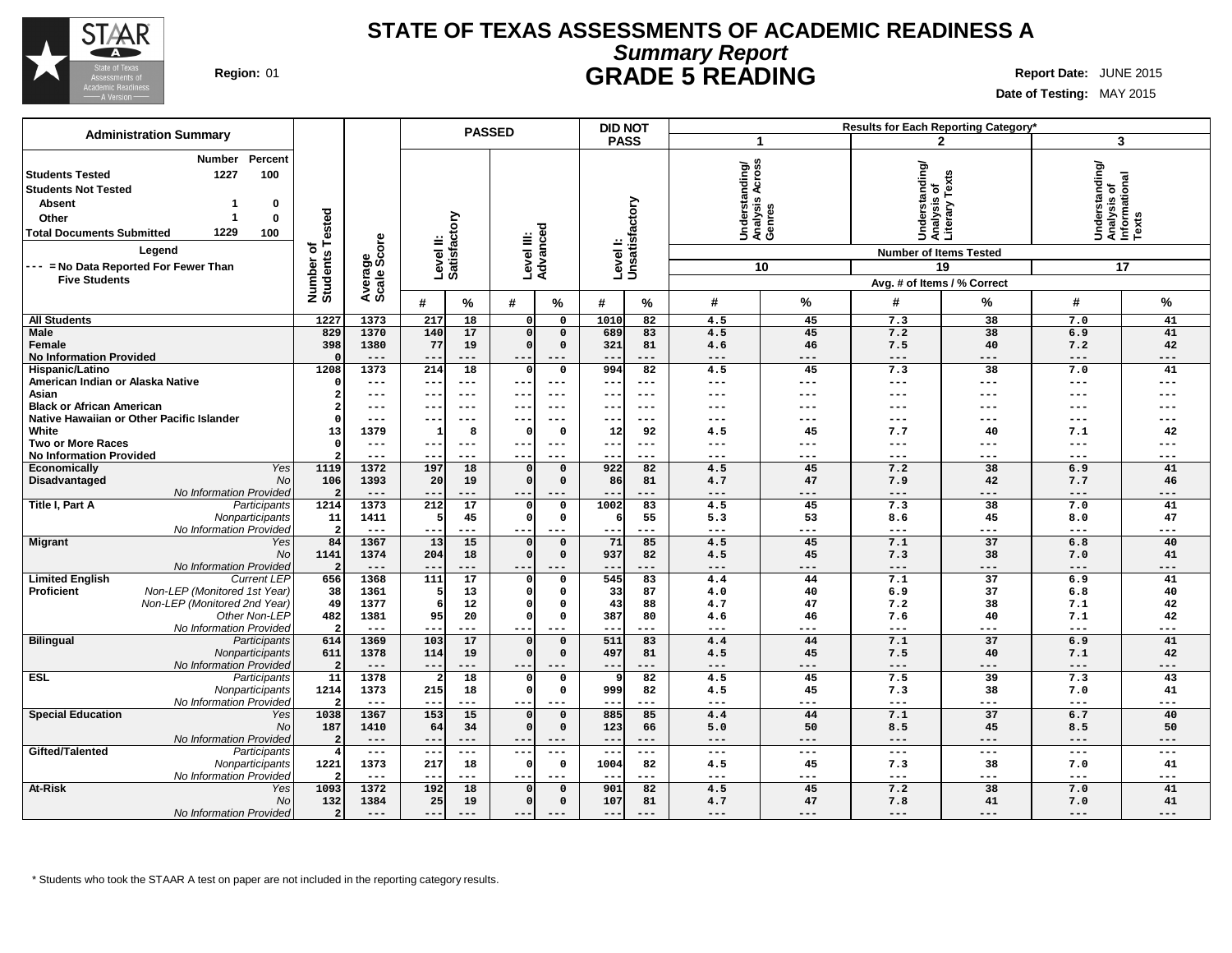# STATE OF TEXAS ASSESSMENTS OF ACADEMIC READINESS A

## *Summary Report*

## GRADE 5 READING

**Region:** 01

**Report Date:** JUNE 2015

**Date of Testing:** MAY 2015

**Administration Summary**

| | Number | Percent |
|---|---|---|
| Students Tested | 1227 | 100 |
| Students Not Tested | | |
| Absent | 1 | 0 |
| Other | 1 | 0 |
| Total Documents Submitted | 1229 | 100 |

**Legend**

--- = No Data Reported For Fewer Than Five Students

| | | Number of Students Tested | Average Scale Score | PASSED | | | | DID NOT PASS | | Results for Each Reporting Category* | | | | | |
|---|---|---|---|---|---|---|---|---|---|---|---|---|---|---|---|
| | | | | Level II: Satisfactory | | Level III: Advanced | | Level I: Unsatisfactory | | 1 Understanding/ Analysis Across Genres (10 Items) | | 2 Understanding/ Analysis of Literary Texts (19 Items) | | 3 Understanding/ Analysis of Informational Texts (17 Items) | |
| | | | | # | % | # | % | # | % | # | % | # | % | # | % |
| **All Students** | | 1227 | 1373 | 217 | 18 | 0 | 0 | 1010 | 82 | 4.5 | 45 | 7.3 | 38 | 7.0 | 41 |
| **Male** | | 829 | 1370 | 140 | 17 | 0 | 0 | 689 | 83 | 4.5 | 45 | 7.2 | 38 | 6.9 | 41 |
| **Female** | | 398 | 1380 | 77 | 19 | 0 | 0 | 321 | 81 | 4.6 | 46 | 7.5 | 40 | 7.2 | 42 |
| **No Information Provided** | | 0 | --- | --- | --- | --- | --- | --- | --- | --- | --- | --- | --- | --- | --- |
| **Hispanic/Latino** | | 1208 | 1373 | 214 | 18 | 0 | 0 | 994 | 82 | 4.5 | 45 | 7.3 | 38 | 7.0 | 41 |
| **American Indian or Alaska Native** | | 0 | --- | --- | --- | --- | --- | --- | --- | --- | --- | --- | --- | --- | --- |
| **Asian** | | 2 | --- | --- | --- | --- | --- | --- | --- | --- | --- | --- | --- | --- | --- |
| **Black or African American** | | 2 | --- | --- | --- | --- | --- | --- | --- | --- | --- | --- | --- | --- | --- |
| **Native Hawaiian or Other Pacific Islander** | | 0 | --- | --- | --- | --- | --- | --- | --- | --- | --- | --- | --- | --- | --- |
| **White** | | 13 | 1379 | 1 | 8 | 0 | 0 | 12 | 92 | 4.5 | 45 | 7.7 | 40 | 7.1 | 42 |
| **Two or More Races** | | 0 | --- | --- | --- | --- | --- | --- | --- | --- | --- | --- | --- | --- | --- |
| **No Information Provided** | | 2 | --- | --- | --- | --- | --- | --- | --- | --- | --- | --- | --- | --- | --- |
| **Economically Disadvantaged** | *Yes* | 1119 | 1372 | 197 | 18 | 0 | 0 | 922 | 82 | 4.5 | 45 | 7.2 | 38 | 6.9 | 41 |
| | *No* | 106 | 1393 | 20 | 19 | 0 | 0 | 86 | 81 | 4.7 | 47 | 7.9 | 42 | 7.7 | 46 |
| | *No Information Provided* | 2 | --- | --- | --- | --- | --- | --- | --- | --- | --- | --- | --- | --- | --- |
| **Title I, Part A** | *Participants* | 1214 | 1373 | 212 | 17 | 0 | 0 | 1002 | 83 | 4.5 | 45 | 7.3 | 38 | 7.0 | 41 |
| | *Nonparticipants* | 11 | 1411 | 5 | 45 | 0 | 0 | 6 | 55 | 5.3 | 53 | 8.6 | 45 | 8.0 | 47 |
| | *No Information Provided* | 2 | --- | --- | --- | --- | --- | --- | --- | --- | --- | --- | --- | --- | --- |
| **Migrant** | *Yes* | 84 | 1367 | 13 | 15 | 0 | 0 | 71 | 85 | 4.5 | 45 | 7.1 | 37 | 6.8 | 40 |
| | *No* | 1141 | 1374 | 204 | 18 | 0 | 0 | 937 | 82 | 4.5 | 45 | 7.3 | 38 | 7.0 | 41 |
| | *No Information Provided* | 2 | --- | --- | --- | --- | --- | --- | --- | --- | --- | --- | --- | --- | --- |
| **Limited English Proficient** | *Current LEP* | 656 | 1368 | 111 | 17 | 0 | 0 | 545 | 83 | 4.4 | 44 | 7.1 | 37 | 6.9 | 41 |
| | *Non-LEP (Monitored 1st Year)* | 38 | 1361 | 5 | 13 | 0 | 0 | 33 | 87 | 4.0 | 40 | 6.9 | 37 | 6.8 | 40 |
| | *Non-LEP (Monitored 2nd Year)* | 49 | 1377 | 6 | 12 | 0 | 0 | 43 | 88 | 4.7 | 47 | 7.2 | 38 | 7.1 | 42 |
| | *Other Non-LEP* | 482 | 1381 | 95 | 20 | 0 | 0 | 387 | 80 | 4.6 | 46 | 7.6 | 40 | 7.1 | 42 |
| | *No Information Provided* | 2 | --- | --- | --- | --- | --- | --- | --- | --- | --- | --- | --- | --- | --- |
| **Bilingual** | *Participants* | 614 | 1369 | 103 | 17 | 0 | 0 | 511 | 83 | 4.4 | 44 | 7.1 | 37 | 6.9 | 41 |
| | *Nonparticipants* | 611 | 1378 | 114 | 19 | 0 | 0 | 497 | 81 | 4.5 | 45 | 7.5 | 40 | 7.1 | 42 |
| | *No Information Provided* | 2 | --- | --- | --- | --- | --- | --- | --- | --- | --- | --- | --- | --- | --- |
| **ESL** | *Participants* | 11 | 1378 | 2 | 18 | 0 | 0 | 9 | 82 | 4.5 | 45 | 7.5 | 39 | 7.3 | 43 |
| | *Nonparticipants* | 1214 | 1373 | 215 | 18 | 0 | 0 | 999 | 82 | 4.5 | 45 | 7.3 | 38 | 7.0 | 41 |
| | *No Information Provided* | 2 | --- | --- | --- | --- | --- | --- | --- | --- | --- | --- | --- | --- | --- |
| **Special Education** | *Yes* | 1038 | 1367 | 153 | 15 | 0 | 0 | 885 | 85 | 4.4 | 44 | 7.1 | 37 | 6.7 | 40 |
| | *No* | 187 | 1410 | 64 | 34 | 0 | 0 | 123 | 66 | 5.0 | 50 | 8.5 | 45 | 8.5 | 50 |
| | *No Information Provided* | 2 | --- | --- | --- | --- | --- | --- | --- | --- | --- | --- | --- | --- | --- |
| **Gifted/Talented** | *Participants* | 4 | --- | --- | --- | --- | --- | --- | --- | --- | --- | --- | --- | --- | --- |
| | *Nonparticipants* | 1221 | 1373 | 217 | 18 | 0 | 0 | 1004 | 82 | 4.5 | 45 | 7.3 | 38 | 7.0 | 41 |
| | *No Information Provided* | 2 | --- | --- | --- | --- | --- | --- | --- | --- | --- | --- | --- | --- | --- |
| **At-Risk** | *Yes* | 1093 | 1372 | 192 | 18 | 0 | 0 | 901 | 82 | 4.5 | 45 | 7.2 | 38 | 7.0 | 41 |
| | *No* | 132 | 1384 | 25 | 19 | 0 | 0 | 107 | 81 | 4.7 | 47 | 7.8 | 41 | 7.0 | 41 |
| | *No Information Provided* | 2 | --- | --- | --- | --- | --- | --- | --- | --- | --- | --- | --- | --- | --- |

Results for each reporting category: Number of Items Tested; Avg. # of Items / % Correct.

\* Students who took the STAAR A test on paper are not included in the reporting category results.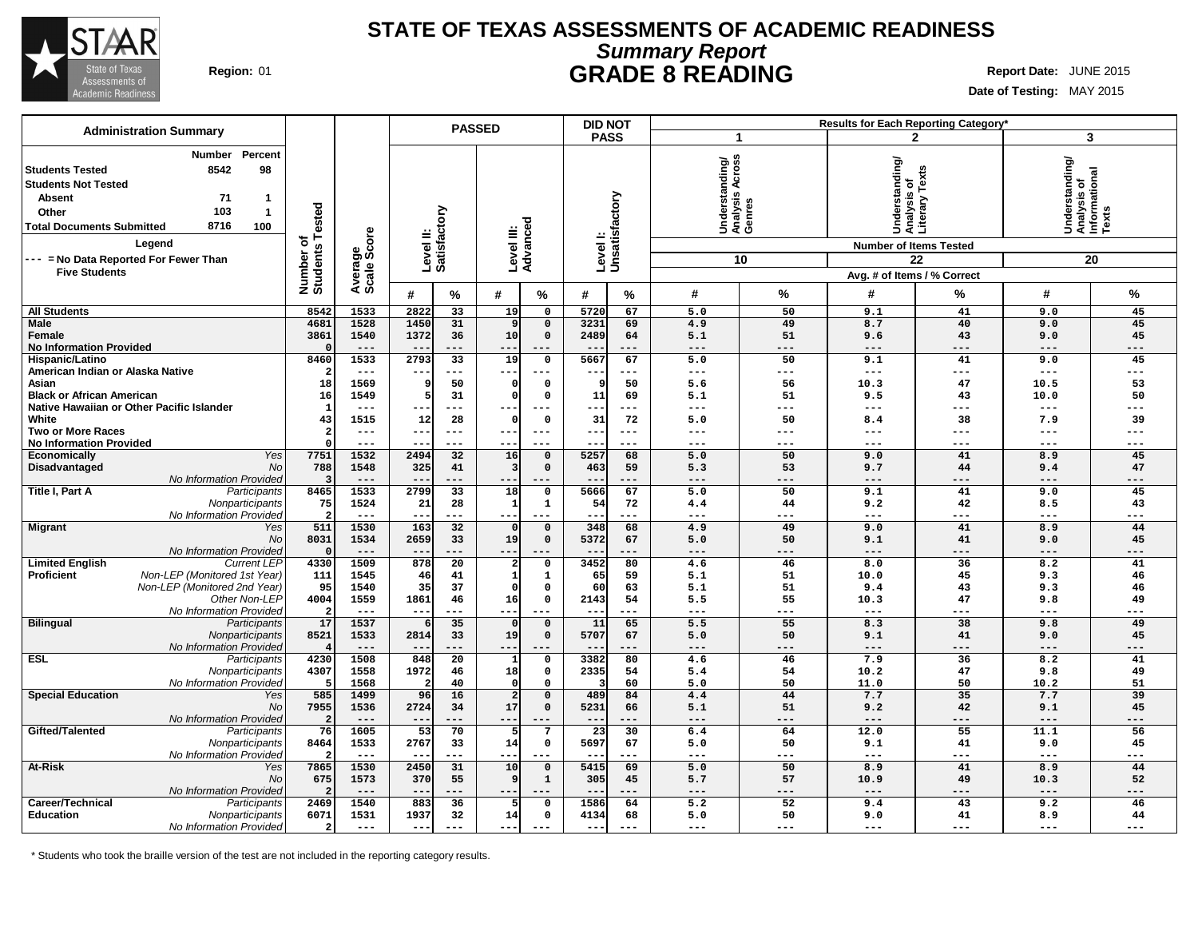# STATE OF TEXAS ASSESSMENTS OF ACADEMIC READINESS

## *Summary Report*

## GRADE 8 READING

**Region:** 01

**Report Date:** JUNE 2015

**Date of Testing:** MAY 2015

**Administration Summary**

| | Number | Percent |
|---|---|---|
| Students Tested | 8542 | 98 |
| Students Not Tested | | |
| Absent | 71 | 1 |
| Other | 103 | 1 |
| Total Documents Submitted | 8716 | 100 |

**Legend**

--- = No Data Reported For Fewer Than Five Students

| | | Number of Students Tested | Average Scale Score | PASSED | | | | DID NOT PASS | | Results for Each Reporting Category* | | | | | |
|---|---|---|---|---|---|---|---|---|---|---|---|---|---|---|---|
| | | | | Level II: Satisfactory | | Level III: Advanced | | Level I: Unsatisfactory | | 1 Understanding/ Analysis Across Genres | | 2 Understanding/ Analysis of Literary Texts | | 3 Understanding/ Analysis of Informational Texts | |
| | | | | | | | | | | Number of Items Tested: 10 | | 22 | | 20 | |
| | | | | # | % | # | % | # | % | # | % | # | % | # | % |
| All Students | | 8542 | 1533 | 2822 | 33 | 19 | 0 | 5720 | 67 | 5.0 | 50 | 9.1 | 41 | 9.0 | 45 |
| Male | | 4681 | 1528 | 1450 | 31 | 9 | 0 | 3231 | 69 | 4.9 | 49 | 8.7 | 40 | 9.0 | 45 |
| Female | | 3861 | 1540 | 1372 | 36 | 10 | 0 | 2489 | 64 | 5.1 | 51 | 9.6 | 43 | 9.0 | 45 |
| No Information Provided | | 0 | --- | --- | --- | --- | --- | --- | --- | --- | --- | --- | --- | --- | --- |
| Hispanic/Latino | | 8460 | 1533 | 2793 | 33 | 19 | 0 | 5667 | 67 | 5.0 | 50 | 9.1 | 41 | 9.0 | 45 |
| American Indian or Alaska Native | | 2 | --- | --- | --- | --- | --- | --- | --- | --- | --- | --- | --- | --- | --- |
| Asian | | 18 | 1569 | 9 | 50 | 0 | 0 | 9 | 50 | 5.6 | 56 | 10.3 | 47 | 10.5 | 53 |
| Black or African American | | 16 | 1549 | 5 | 31 | 0 | 0 | 11 | 69 | 5.1 | 51 | 9.5 | 43 | 10.0 | 50 |
| Native Hawaiian or Other Pacific Islander | | 1 | --- | --- | --- | --- | --- | --- | --- | --- | --- | --- | --- | --- | --- |
| White | | 43 | 1515 | 12 | 28 | 0 | 0 | 31 | 72 | 5.0 | 50 | 8.4 | 38 | 7.9 | 39 |
| Two or More Races | | 2 | --- | --- | --- | --- | --- | --- | --- | --- | --- | --- | --- | --- | --- |
| No Information Provided | | 0 | --- | --- | --- | --- | --- | --- | --- | --- | --- | --- | --- | --- | --- |
| Economically Disadvantaged | *Yes* | 7751 | 1532 | 2494 | 32 | 16 | 0 | 5257 | 68 | 5.0 | 50 | 9.0 | 41 | 8.9 | 45 |
| | *No* | 788 | 1548 | 325 | 41 | 3 | 0 | 463 | 59 | 5.3 | 53 | 9.7 | 44 | 9.4 | 47 |
| | *No Information Provided* | 3 | --- | --- | --- | --- | --- | --- | --- | --- | --- | --- | --- | --- | --- |
| Title I, Part A | *Participants* | 8465 | 1533 | 2799 | 33 | 18 | 0 | 5666 | 67 | 5.0 | 50 | 9.1 | 41 | 9.0 | 45 |
| | *Nonparticipants* | 75 | 1524 | 21 | 28 | 1 | 1 | 54 | 72 | 4.4 | 44 | 9.2 | 42 | 8.5 | 43 |
| | *No Information Provided* | 2 | --- | --- | --- | --- | --- | --- | --- | --- | --- | --- | --- | --- | --- |
| Migrant | *Yes* | 511 | 1530 | 163 | 32 | 0 | 0 | 348 | 68 | 4.9 | 49 | 9.0 | 41 | 8.9 | 44 |
| | *No* | 8031 | 1534 | 2659 | 33 | 19 | 0 | 5372 | 67 | 5.0 | 50 | 9.1 | 41 | 9.0 | 45 |
| | *No Information Provided* | 0 | --- | --- | --- | --- | --- | --- | --- | --- | --- | --- | --- | --- | --- |
| Limited English Proficient | *Current LEP* | 4330 | 1509 | 878 | 20 | 2 | 0 | 3452 | 80 | 4.6 | 46 | 8.0 | 36 | 8.2 | 41 |
| | *Non-LEP (Monitored 1st Year)* | 111 | 1545 | 46 | 41 | 1 | 1 | 65 | 59 | 5.1 | 51 | 10.0 | 45 | 9.3 | 46 |
| | *Non-LEP (Monitored 2nd Year)* | 95 | 1540 | 35 | 37 | 0 | 0 | 60 | 63 | 5.1 | 51 | 9.4 | 43 | 9.3 | 46 |
| | *Other Non-LEP* | 4004 | 1559 | 1861 | 46 | 16 | 0 | 2143 | 54 | 5.5 | 55 | 10.3 | 47 | 9.8 | 49 |
| | *No Information Provided* | 2 | --- | --- | --- | --- | --- | --- | --- | --- | --- | --- | --- | --- | --- |
| Bilingual | *Participants* | 17 | 1537 | 6 | 35 | 0 | 0 | 11 | 65 | 5.5 | 55 | 8.3 | 38 | 9.8 | 49 |
| | *Nonparticipants* | 8521 | 1533 | 2814 | 33 | 19 | 0 | 5707 | 67 | 5.0 | 50 | 9.1 | 41 | 9.0 | 45 |
| | *No Information Provided* | 4 | --- | --- | --- | --- | --- | --- | --- | --- | --- | --- | --- | --- | --- |
| ESL | *Participants* | 4230 | 1508 | 848 | 20 | 1 | 0 | 3382 | 80 | 4.6 | 46 | 7.9 | 36 | 8.2 | 41 |
| | *Nonparticipants* | 4307 | 1558 | 1972 | 46 | 18 | 0 | 2335 | 54 | 5.4 | 54 | 10.2 | 47 | 9.8 | 49 |
| | *No Information Provided* | 5 | 1568 | 2 | 40 | 0 | 0 | 3 | 60 | 5.0 | 50 | 11.0 | 50 | 10.2 | 51 |
| Special Education | *Yes* | 585 | 1499 | 96 | 16 | 2 | 0 | 489 | 84 | 4.4 | 44 | 7.7 | 35 | 7.7 | 39 |
| | *No* | 7955 | 1536 | 2724 | 34 | 17 | 0 | 5231 | 66 | 5.1 | 51 | 9.2 | 42 | 9.1 | 45 |
| | *No Information Provided* | 2 | --- | --- | --- | --- | --- | --- | --- | --- | --- | --- | --- | --- | --- |
| Gifted/Talented | *Participants* | 76 | 1605 | 53 | 70 | 5 | 7 | 23 | 30 | 6.4 | 64 | 12.0 | 55 | 11.1 | 56 |
| | *Nonparticipants* | 8464 | 1533 | 2767 | 33 | 14 | 0 | 5697 | 67 | 5.0 | 50 | 9.1 | 41 | 9.0 | 45 |
| | *No Information Provided* | 2 | --- | --- | --- | --- | --- | --- | --- | --- | --- | --- | --- | --- | --- |
| At-Risk | *Yes* | 7865 | 1530 | 2450 | 31 | 10 | 0 | 5415 | 69 | 5.0 | 50 | 8.9 | 41 | 8.9 | 44 |
| | *No* | 675 | 1573 | 370 | 55 | 9 | 1 | 305 | 45 | 5.7 | 57 | 10.9 | 49 | 10.3 | 52 |
| | *No Information Provided* | 2 | --- | --- | --- | --- | --- | --- | --- | --- | --- | --- | --- | --- | --- |
| Career/Technical Education | *Participants* | 2469 | 1540 | 883 | 36 | 5 | 0 | 1586 | 64 | 5.2 | 52 | 9.4 | 43 | 9.2 | 46 |
| | *Nonparticipants* | 6071 | 1531 | 1937 | 32 | 14 | 0 | 4134 | 68 | 5.0 | 50 | 9.0 | 41 | 8.9 | 44 |
| | *No Information Provided* | 2 | --- | --- | --- | --- | --- | --- | --- | --- | --- | --- | --- | --- | --- |

\* Students who took the braille version of the test are not included in the reporting category results.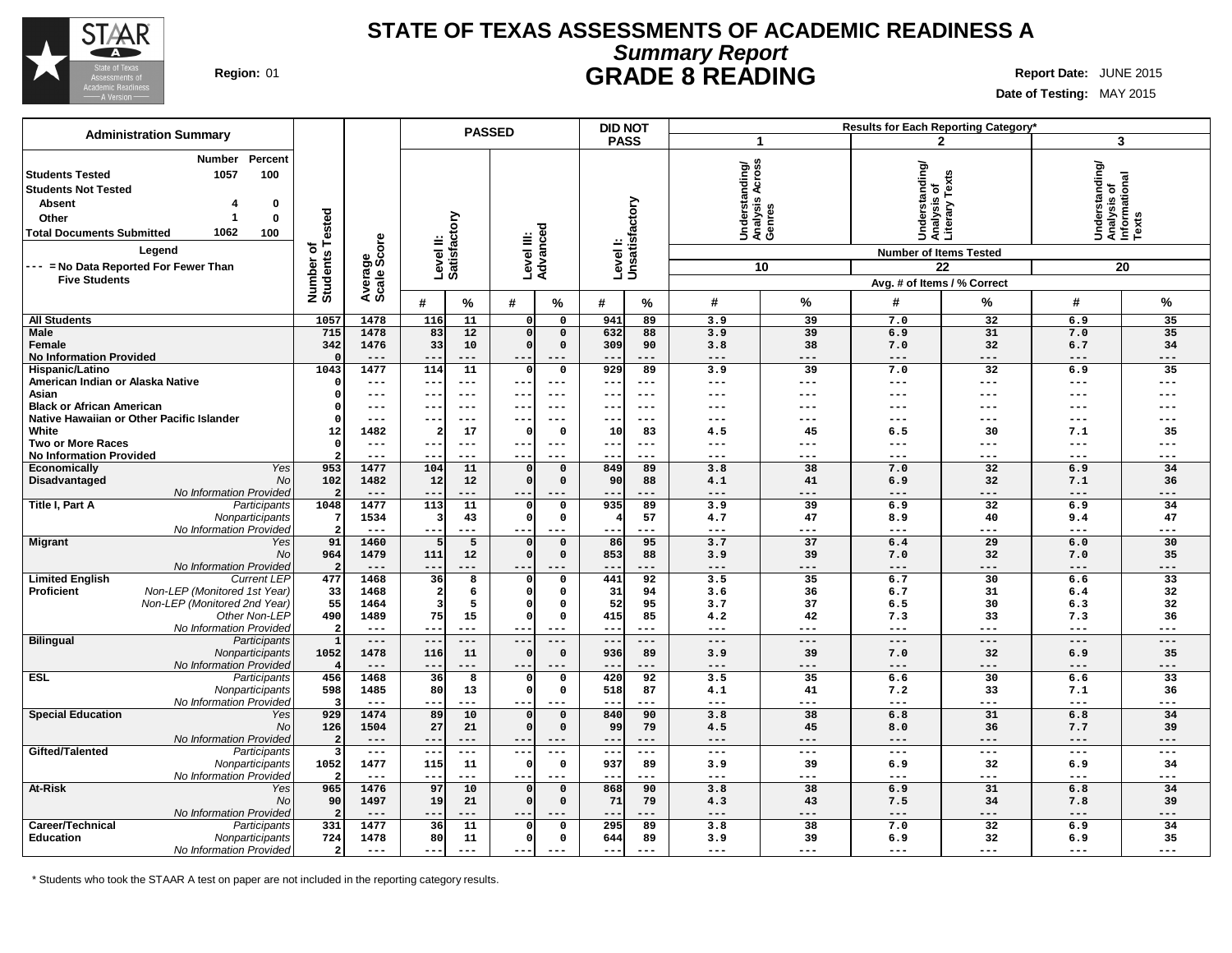# STATE OF TEXAS ASSESSMENTS OF ACADEMIC READINESS A

## *Summary Report*

## GRADE 8 READING

**Region:** 01

**Report Date:** JUNE 2015

**Date of Testing:** MAY 2015

### Administration Summary

| | Number | Percent |
|---|---|---|
| **Students Tested** | 1057 | 100 |
| **Students Not Tested** | | |
| **Absent** | 4 | 0 |
| **Other** | 1 | 0 |
| **Total Documents Submitted** | 1062 | 100 |

**Legend**

--- = No Data Reported For Fewer Than Five Students

| | | Number of Students Tested | Average Scale Score | PASSED Level II: Satisfactory # | PASSED Level II: Satisfactory % | PASSED Level III: Advanced # | PASSED Level III: Advanced % | DID NOT PASS Level I: Unsatisfactory # | DID NOT PASS Level I: Unsatisfactory % | 1 Understanding/ Analysis Across Genres (10 items) # | 1 % | 2 Understanding/ Analysis of Literary Texts (22 items) # | 2 % | 3 Understanding/ Analysis of Informational Texts (20 items) # | 3 % |
|---|---|---|---|---|---|---|---|---|---|---|---|---|---|---|---|
| **All Students** | | 1057 | 1478 | 116 | 11 | 0 | 0 | 941 | 89 | 3.9 | 39 | 7.0 | 32 | 6.9 | 35 |
| **Male** | | 715 | 1478 | 83 | 12 | 0 | 0 | 632 | 88 | 3.9 | 39 | 6.9 | 31 | 7.0 | 35 |
| **Female** | | 342 | 1476 | 33 | 10 | 0 | 0 | 309 | 90 | 3.8 | 38 | 7.0 | 32 | 6.7 | 34 |
| **No Information Provided** | | 0 | --- | --- | --- | --- | --- | --- | --- | --- | --- | --- | --- | --- | --- |
| **Hispanic/Latino** | | 1043 | 1477 | 114 | 11 | 0 | 0 | 929 | 89 | 3.9 | 39 | 7.0 | 32 | 6.9 | 35 |
| **American Indian or Alaska Native** | | 0 | --- | --- | --- | --- | --- | --- | --- | --- | --- | --- | --- | --- | --- |
| **Asian** | | 0 | --- | --- | --- | --- | --- | --- | --- | --- | --- | --- | --- | --- | --- |
| **Black or African American** | | 0 | --- | --- | --- | --- | --- | --- | --- | --- | --- | --- | --- | --- | --- |
| **Native Hawaiian or Other Pacific Islander** | | 0 | --- | --- | --- | --- | --- | --- | --- | --- | --- | --- | --- | --- | --- |
| **White** | | 12 | 1482 | 2 | 17 | 0 | 0 | 10 | 83 | 4.5 | 45 | 6.5 | 30 | 7.1 | 35 |
| **Two or More Races** | | 0 | --- | --- | --- | --- | --- | --- | --- | --- | --- | --- | --- | --- | --- |
| **No Information Provided** | | 2 | --- | --- | --- | --- | --- | --- | --- | --- | --- | --- | --- | --- | --- |
| **Economically Disadvantaged** | *Yes* | 953 | 1477 | 104 | 11 | 0 | 0 | 849 | 89 | 3.8 | 38 | 7.0 | 32 | 6.9 | 34 |
| | *No* | 102 | 1482 | 12 | 12 | 0 | 0 | 90 | 88 | 4.1 | 41 | 6.9 | 32 | 7.1 | 36 |
| | *No Information Provided* | 2 | --- | --- | --- | --- | --- | --- | --- | --- | --- | --- | --- | --- | --- |
| **Title I, Part A** | *Participants* | 1048 | 1477 | 113 | 11 | 0 | 0 | 935 | 89 | 3.9 | 39 | 6.9 | 32 | 6.9 | 34 |
| | *Nonparticipants* | 7 | 1534 | 3 | 43 | 0 | 0 | 4 | 57 | 4.7 | 47 | 8.9 | 40 | 9.4 | 47 |
| | *No Information Provided* | 2 | --- | --- | --- | --- | --- | --- | --- | --- | --- | --- | --- | --- | --- |
| **Migrant** | *Yes* | 91 | 1460 | 5 | 5 | 0 | 0 | 86 | 95 | 3.7 | 37 | 6.4 | 29 | 6.0 | 30 |
| | *No* | 964 | 1479 | 111 | 12 | 0 | 0 | 853 | 88 | 3.9 | 39 | 7.0 | 32 | 7.0 | 35 |
| | *No Information Provided* | 2 | --- | --- | --- | --- | --- | --- | --- | --- | --- | --- | --- | --- | --- |
| **Limited English Proficient** | *Current LEP* | 477 | 1468 | 36 | 8 | 0 | 0 | 441 | 92 | 3.5 | 35 | 6.7 | 30 | 6.6 | 33 |
| | *Non-LEP (Monitored 1st Year)* | 33 | 1468 | 2 | 6 | 0 | 0 | 31 | 94 | 3.6 | 36 | 6.7 | 31 | 6.4 | 32 |
| | *Non-LEP (Monitored 2nd Year)* | 55 | 1464 | 3 | 5 | 0 | 0 | 52 | 95 | 3.7 | 37 | 6.5 | 30 | 6.3 | 32 |
| | *Other Non-LEP* | 490 | 1489 | 75 | 15 | 0 | 0 | 415 | 85 | 4.2 | 42 | 7.3 | 33 | 7.3 | 36 |
| | *No Information Provided* | 2 | --- | --- | --- | --- | --- | --- | --- | --- | --- | --- | --- | --- | --- |
| **Bilingual** | *Participants* | 1 | --- | --- | --- | --- | --- | --- | --- | --- | --- | --- | --- | --- | --- |
| | *Nonparticipants* | 1052 | 1478 | 116 | 11 | 0 | 0 | 936 | 89 | 3.9 | 39 | 7.0 | 32 | 6.9 | 35 |
| | *No Information Provided* | 4 | --- | --- | --- | --- | --- | --- | --- | --- | --- | --- | --- | --- | --- |
| **ESL** | *Participants* | 456 | 1468 | 36 | 8 | 0 | 0 | 420 | 92 | 3.5 | 35 | 6.6 | 30 | 6.6 | 33 |
| | *Nonparticipants* | 598 | 1485 | 80 | 13 | 0 | 0 | 518 | 87 | 4.1 | 41 | 7.2 | 33 | 7.1 | 36 |
| | *No Information Provided* | 3 | --- | --- | --- | --- | --- | --- | --- | --- | --- | --- | --- | --- | --- |
| **Special Education** | *Yes* | 929 | 1474 | 89 | 10 | 0 | 0 | 840 | 90 | 3.8 | 38 | 6.8 | 31 | 6.8 | 34 |
| | *No* | 126 | 1504 | 27 | 21 | 0 | 0 | 99 | 79 | 4.5 | 45 | 8.0 | 36 | 7.7 | 39 |
| | *No Information Provided* | 2 | --- | --- | --- | --- | --- | --- | --- | --- | --- | --- | --- | --- | --- |
| **Gifted/Talented** | *Participants* | 3 | --- | --- | --- | --- | --- | --- | --- | --- | --- | --- | --- | --- | --- |
| | *Nonparticipants* | 1052 | 1477 | 115 | 11 | 0 | 0 | 937 | 89 | 3.9 | 39 | 6.9 | 32 | 6.9 | 34 |
| | *No Information Provided* | 2 | --- | --- | --- | --- | --- | --- | --- | --- | --- | --- | --- | --- | --- |
| **At-Risk** | *Yes* | 965 | 1476 | 97 | 10 | 0 | 0 | 868 | 90 | 3.8 | 38 | 6.9 | 31 | 6.8 | 34 |
| | *No* | 90 | 1497 | 19 | 21 | 0 | 0 | 71 | 79 | 4.3 | 43 | 7.5 | 34 | 7.8 | 39 |
| | *No Information Provided* | 2 | --- | --- | --- | --- | --- | --- | --- | --- | --- | --- | --- | --- | --- |
| **Career/Technical Education** | *Participants* | 331 | 1477 | 36 | 11 | 0 | 0 | 295 | 89 | 3.8 | 38 | 7.0 | 32 | 6.9 | 34 |
| | *Nonparticipants* | 724 | 1478 | 80 | 11 | 0 | 0 | 644 | 89 | 3.9 | 39 | 6.9 | 32 | 6.9 | 35 |
| | *No Information Provided* | 2 | --- | --- | --- | --- | --- | --- | --- | --- | --- | --- | --- | --- | --- |

Results for Each Reporting Category*: Number of Items Tested; Avg. # of Items / % Correct

\* Students who took the STAAR A test on paper are not included in the reporting category results.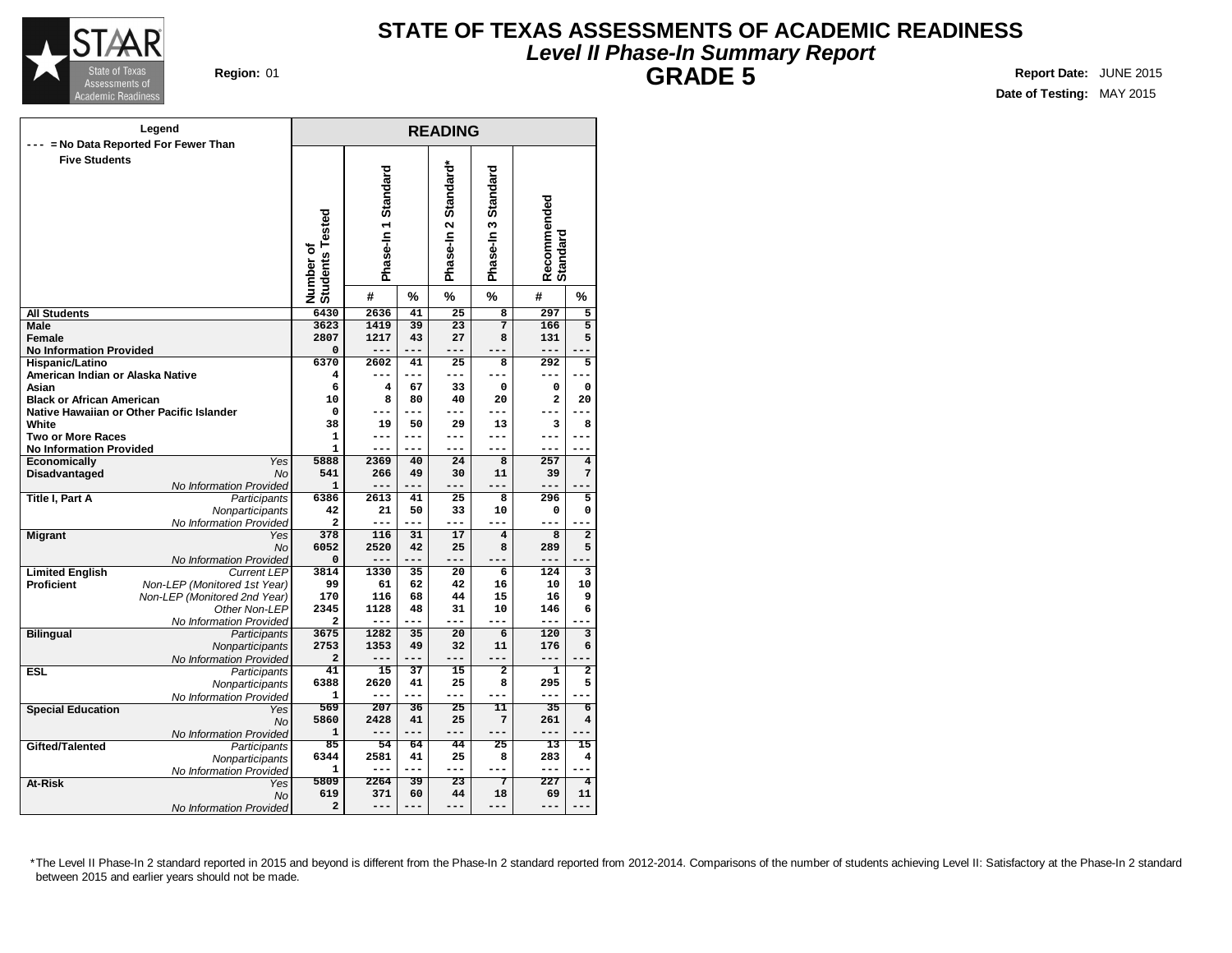# STATE OF TEXAS ASSESSMENTS OF ACADEMIC READINESS

## *Level II Phase-In Summary Report*

## GRADE 5

**Region:** 01

**Report Date:** JUNE 2015

**Date of Testing:** MAY 2015

**Legend**
--- = No Data Reported For Fewer Than Five Students

| | | READING | | | | | | | |
|---|---|---|---|---|---|---|---|---|---|
| | | Number of Students Tested | Phase-In 1 Standard | | Phase-In 2 Standard* | Phase-In 3 Standard | Recommended Standard | |
| | | | # | % | % | % | # | % |
| **All Students** | | 6430 | 2636 | 41 | 25 | 8 | 297 | 5 |
| **Male** | | 3623 | 1419 | 39 | 23 | 7 | 166 | 5 |
| **Female** | | 2807 | 1217 | 43 | 27 | 8 | 131 | 5 |
| **No Information Provided** | | 0 | --- | --- | --- | --- | --- | --- |
| **Hispanic/Latino** | | 6370 | 2602 | 41 | 25 | 8 | 292 | 5 |
| **American Indian or Alaska Native** | | 4 | --- | --- | --- | --- | --- | --- |
| **Asian** | | 6 | 4 | 67 | 33 | 0 | 0 | 0 |
| **Black or African American** | | 10 | 8 | 80 | 40 | 20 | 2 | 20 |
| **Native Hawaiian or Other Pacific Islander** | | 0 | --- | --- | --- | --- | --- | --- |
| **White** | | 38 | 19 | 50 | 29 | 13 | 3 | 8 |
| **Two or More Races** | | 1 | --- | --- | --- | --- | --- | --- |
| **No Information Provided** | | 1 | --- | --- | --- | --- | --- | --- |
| **Economically Disadvantaged** | *Yes* | 5888 | 2369 | 40 | 24 | 8 | 257 | 4 |
| | *No* | 541 | 266 | 49 | 30 | 11 | 39 | 7 |
| | *No Information Provided* | 1 | --- | --- | --- | --- | --- | --- |
| **Title I, Part A** | *Participants* | 6386 | 2613 | 41 | 25 | 8 | 296 | 5 |
| | *Nonparticipants* | 42 | 21 | 50 | 33 | 10 | 0 | 0 |
| | *No Information Provided* | 2 | --- | --- | --- | --- | --- | --- |
| **Migrant** | *Yes* | 378 | 116 | 31 | 17 | 4 | 8 | 2 |
| | *No* | 6052 | 2520 | 42 | 25 | 8 | 289 | 5 |
| | *No Information Provided* | 0 | --- | --- | --- | --- | --- | --- |
| **Limited English Proficient** | *Current LEP* | 3814 | 1330 | 35 | 20 | 6 | 124 | 3 |
| | *Non-LEP (Monitored 1st Year)* | 99 | 61 | 62 | 42 | 16 | 10 | 10 |
| | *Non-LEP (Monitored 2nd Year)* | 170 | 116 | 68 | 44 | 15 | 16 | 9 |
| | *Other Non-LEP* | 2345 | 1128 | 48 | 31 | 10 | 146 | 6 |
| | *No Information Provided* | 2 | --- | --- | --- | --- | --- | --- |
| **Bilingual** | *Participants* | 3675 | 1282 | 35 | 20 | 6 | 120 | 3 |
| | *Nonparticipants* | 2753 | 1353 | 49 | 32 | 11 | 176 | 6 |
| | *No Information Provided* | 2 | --- | --- | --- | --- | --- | --- |
| **ESL** | *Participants* | 41 | 15 | 37 | 15 | 2 | 1 | 2 |
| | *Nonparticipants* | 6388 | 2620 | 41 | 25 | 8 | 295 | 5 |
| | *No Information Provided* | 1 | --- | --- | --- | --- | --- | --- |
| **Special Education** | *Yes* | 569 | 207 | 36 | 25 | 11 | 35 | 6 |
| | *No* | 5860 | 2428 | 41 | 25 | 7 | 261 | 4 |
| | *No Information Provided* | 1 | --- | --- | --- | --- | --- | --- |
| **Gifted/Talented** | *Participants* | 85 | 54 | 64 | 44 | 25 | 13 | 15 |
| | *Nonparticipants* | 6344 | 2581 | 41 | 25 | 8 | 283 | 4 |
| | *No Information Provided* | 1 | --- | --- | --- | --- | --- | --- |
| **At-Risk** | *Yes* | 5809 | 2264 | 39 | 23 | 7 | 227 | 4 |
| | *No* | 619 | 371 | 60 | 44 | 18 | 69 | 11 |
| | *No Information Provided* | 2 | --- | --- | --- | --- | --- | --- |

*The Level II Phase-In 2 standard reported in 2015 and beyond is different from the Phase-In 2 standard reported from 2012-2014. Comparisons of the number of students achieving Level II: Satisfactory at the Phase-In 2 standard between 2015 and earlier years should not be made.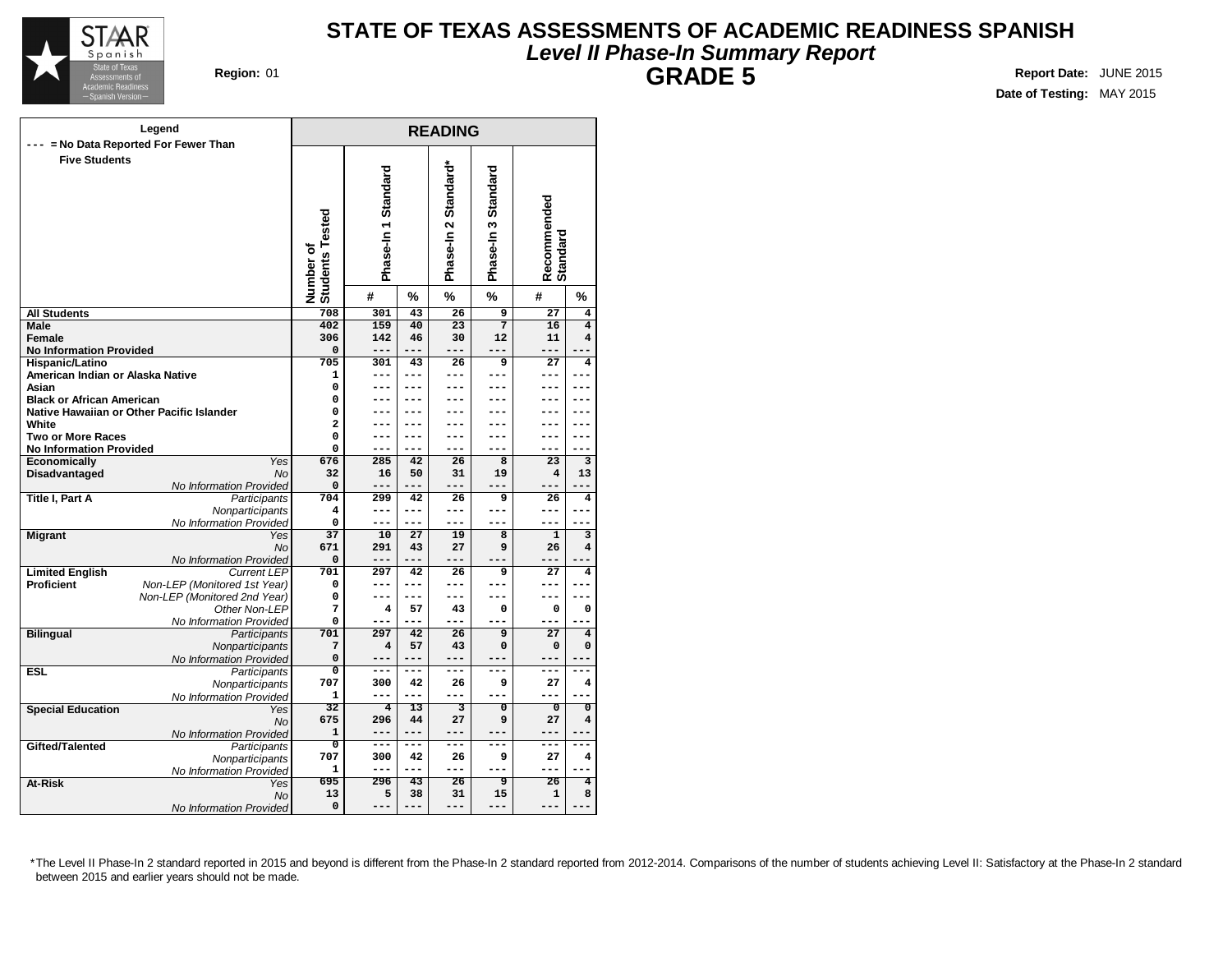# STATE OF TEXAS ASSESSMENTS OF ACADEMIC READINESS SPANISH

## *Level II Phase-In Summary Report*

## GRADE 5

**Region:** 01

**Report Date:** JUNE 2015

**Date of Testing:** MAY 2015

**Legend**

--- = No Data Reported For Fewer Than Five Students

| | | READING | | | | | | |
|---|---|---|---|---|---|---|---|---|
| | | Number of Students Tested | Phase-In 1 Standard | | Phase-In 2 Standard* | Phase-In 3 Standard | Recommended Standard | |
| | | | # | % | % | % | # | % |
| **All Students** | | 708 | 301 | 43 | 26 | 9 | 27 | 4 |
| **Male** | | 402 | 159 | 40 | 23 | 7 | 16 | 4 |
| **Female** | | 306 | 142 | 46 | 30 | 12 | 11 | 4 |
| **No Information Provided** | | 0 | --- | --- | --- | --- | --- | --- |
| **Hispanic/Latino** | | 705 | 301 | 43 | 26 | 9 | 27 | 4 |
| **American Indian or Alaska Native** | | 1 | --- | --- | --- | --- | --- | --- |
| **Asian** | | 0 | --- | --- | --- | --- | --- | --- |
| **Black or African American** | | 0 | --- | --- | --- | --- | --- | --- |
| **Native Hawaiian or Other Pacific Islander** | | 0 | --- | --- | --- | --- | --- | --- |
| **White** | | 2 | --- | --- | --- | --- | --- | --- |
| **Two or More Races** | | 0 | --- | --- | --- | --- | --- | --- |
| **No Information Provided** | | 0 | --- | --- | --- | --- | --- | --- |
| **Economically Disadvantaged** | *Yes* | 676 | 285 | 42 | 26 | 8 | 23 | 3 |
| | *No* | 32 | 16 | 50 | 31 | 19 | 4 | 13 |
| | *No Information Provided* | 0 | --- | --- | --- | --- | --- | --- |
| **Title I, Part A** | *Participants* | 704 | 299 | 42 | 26 | 9 | 26 | 4 |
| | *Nonparticipants* | 4 | --- | --- | --- | --- | --- | --- |
| | *No Information Provided* | 0 | --- | --- | --- | --- | --- | --- |
| **Migrant** | *Yes* | 37 | 10 | 27 | 19 | 8 | 1 | 3 |
| | *No* | 671 | 291 | 43 | 27 | 9 | 26 | 4 |
| | *No Information Provided* | 0 | --- | --- | --- | --- | --- | --- |
| **Limited English Proficient** | *Current LEP* | 701 | 297 | 42 | 26 | 9 | 27 | 4 |
| | *Non-LEP (Monitored 1st Year)* | 0 | --- | --- | --- | --- | --- | --- |
| | *Non-LEP (Monitored 2nd Year)* | 0 | --- | --- | --- | --- | --- | --- |
| | *Other Non-LEP* | 7 | 4 | 57 | 43 | 0 | 0 | 0 |
| | *No Information Provided* | 0 | --- | --- | --- | --- | --- | --- |
| **Bilingual** | *Participants* | 701 | 297 | 42 | 26 | 9 | 27 | 4 |
| | *Nonparticipants* | 7 | 4 | 57 | 43 | 0 | 0 | 0 |
| | *No Information Provided* | 0 | --- | --- | --- | --- | --- | --- |
| **ESL** | *Participants* | 0 | --- | --- | --- | --- | --- | --- |
| | *Nonparticipants* | 707 | 300 | 42 | 26 | 9 | 27 | 4 |
| | *No Information Provided* | 1 | --- | --- | --- | --- | --- | --- |
| **Special Education** | *Yes* | 32 | 4 | 13 | 3 | 0 | 0 | 0 |
| | *No* | 675 | 296 | 44 | 27 | 9 | 27 | 4 |
| | *No Information Provided* | 1 | --- | --- | --- | --- | --- | --- |
| **Gifted/Talented** | *Participants* | 0 | --- | --- | --- | --- | --- | --- |
| | *Nonparticipants* | 707 | 300 | 42 | 26 | 9 | 27 | 4 |
| | *No Information Provided* | 1 | --- | --- | --- | --- | --- | --- |
| **At-Risk** | *Yes* | 695 | 296 | 43 | 26 | 9 | 26 | 4 |
| | *No* | 13 | 5 | 38 | 31 | 15 | 1 | 8 |
| | *No Information Provided* | 0 | --- | --- | --- | --- | --- | --- |

*The Level II Phase-In 2 standard reported in 2015 and beyond is different from the Phase-In 2 standard reported from 2012-2014. Comparisons of the number of students achieving Level II: Satisfactory at the Phase-In 2 standard between 2015 and earlier years should not be made.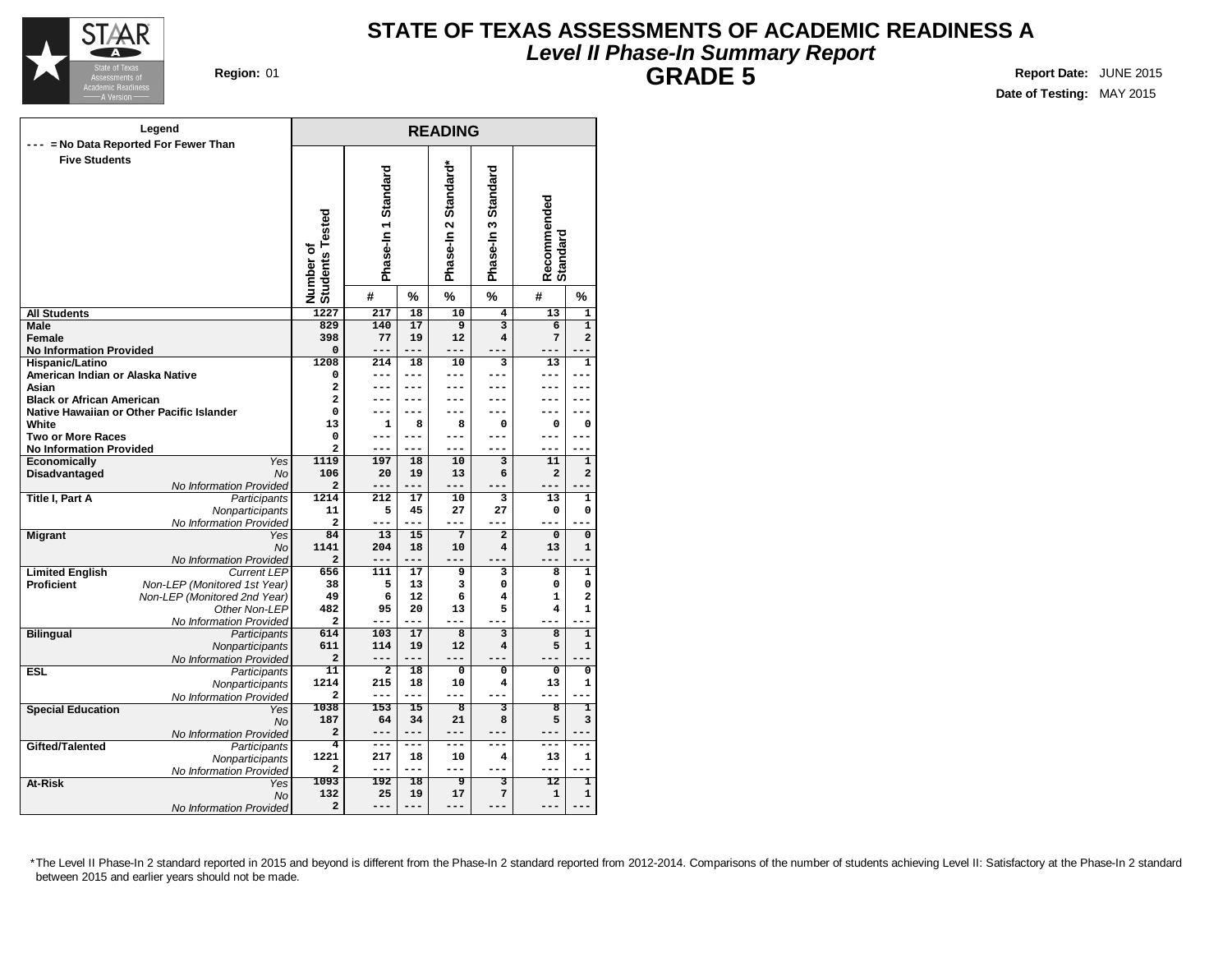# STATE OF TEXAS ASSESSMENTS OF ACADEMIC READINESS A

## *Level II Phase-In Summary Report*

## GRADE 5

**Region:** 01

**Report Date:** JUNE 2015

**Date of Testing:** MAY 2015

**Legend**

--- = No Data Reported For Fewer Than Five Students

| | | READING | | | | | | |
|---|---|---|---|---|---|---|---|---|
| | | Number of Students Tested | Phase-In 1 Standard | | Phase-In 2 Standard* | Phase-In 3 Standard | Recommended Standard | |
| | | | # | % | % | % | # | % |
| **All Students** | | 1227 | 217 | 18 | 10 | 4 | 13 | 1 |
| **Male** | | 829 | 140 | 17 | 9 | 3 | 6 | 1 |
| **Female** | | 398 | 77 | 19 | 12 | 4 | 7 | 2 |
| **No Information Provided** | | 0 | --- | --- | --- | --- | --- | --- |
| **Hispanic/Latino** | | 1208 | 214 | 18 | 10 | 3 | 13 | 1 |
| **American Indian or Alaska Native** | | 0 | --- | --- | --- | --- | --- | --- |
| **Asian** | | 2 | --- | --- | --- | --- | --- | --- |
| **Black or African American** | | 2 | --- | --- | --- | --- | --- | --- |
| **Native Hawaiian or Other Pacific Islander** | | 0 | --- | --- | --- | --- | --- | --- |
| **White** | | 13 | 1 | 8 | 8 | 0 | 0 | 0 |
| **Two or More Races** | | 0 | --- | --- | --- | --- | --- | --- |
| **No Information Provided** | | 2 | --- | --- | --- | --- | --- | --- |
| **Economically Disadvantaged** | *Yes* | 1119 | 197 | 18 | 10 | 3 | 11 | 1 |
| | *No* | 106 | 20 | 19 | 13 | 6 | 2 | 2 |
| | *No Information Provided* | 2 | --- | --- | --- | --- | --- | --- |
| **Title I, Part A** | *Participants* | 1214 | 212 | 17 | 10 | 3 | 13 | 1 |
| | *Nonparticipants* | 11 | 5 | 45 | 27 | 27 | 0 | 0 |
| | *No Information Provided* | 2 | --- | --- | --- | --- | --- | --- |
| **Migrant** | *Yes* | 84 | 13 | 15 | 7 | 2 | 0 | 0 |
| | *No* | 1141 | 204 | 18 | 10 | 4 | 13 | 1 |
| | *No Information Provided* | 2 | --- | --- | --- | --- | --- | --- |
| **Limited English Proficient** | *Current LEP* | 656 | 111 | 17 | 9 | 3 | 8 | 1 |
| | *Non-LEP (Monitored 1st Year)* | 38 | 5 | 13 | 3 | 0 | 0 | 0 |
| | *Non-LEP (Monitored 2nd Year)* | 49 | 6 | 12 | 6 | 4 | 1 | 2 |
| | *Other Non-LEP* | 482 | 95 | 20 | 13 | 5 | 4 | 1 |
| | *No Information Provided* | 2 | --- | --- | --- | --- | --- | --- |
| **Bilingual** | *Participants* | 614 | 103 | 17 | 8 | 3 | 8 | 1 |
| | *Nonparticipants* | 611 | 114 | 19 | 12 | 4 | 5 | 1 |
| | *No Information Provided* | 2 | --- | --- | --- | --- | --- | --- |
| **ESL** | *Participants* | 11 | 2 | 18 | 0 | 0 | 0 | 0 |
| | *Nonparticipants* | 1214 | 215 | 18 | 10 | 4 | 13 | 1 |
| | *No Information Provided* | 2 | --- | --- | --- | --- | --- | --- |
| **Special Education** | *Yes* | 1038 | 153 | 15 | 8 | 3 | 8 | 1 |
| | *No* | 187 | 64 | 34 | 21 | 8 | 5 | 3 |
| | *No Information Provided* | 2 | --- | --- | --- | --- | --- | --- |
| **Gifted/Talented** | *Participants* | 4 | --- | --- | --- | --- | --- | --- |
| | *Nonparticipants* | 1221 | 217 | 18 | 10 | 4 | 13 | 1 |
| | *No Information Provided* | 2 | --- | --- | --- | --- | --- | --- |
| **At-Risk** | *Yes* | 1093 | 192 | 18 | 9 | 3 | 12 | 1 |
| | *No* | 132 | 25 | 19 | 17 | 7 | 1 | 1 |
| | *No Information Provided* | 2 | --- | --- | --- | --- | --- | --- |

*The Level II Phase-In 2 standard reported in 2015 and beyond is different from the Phase-In 2 standard reported from 2012-2014. Comparisons of the number of students achieving Level II: Satisfactory at the Phase-In 2 standard between 2015 and earlier years should not be made.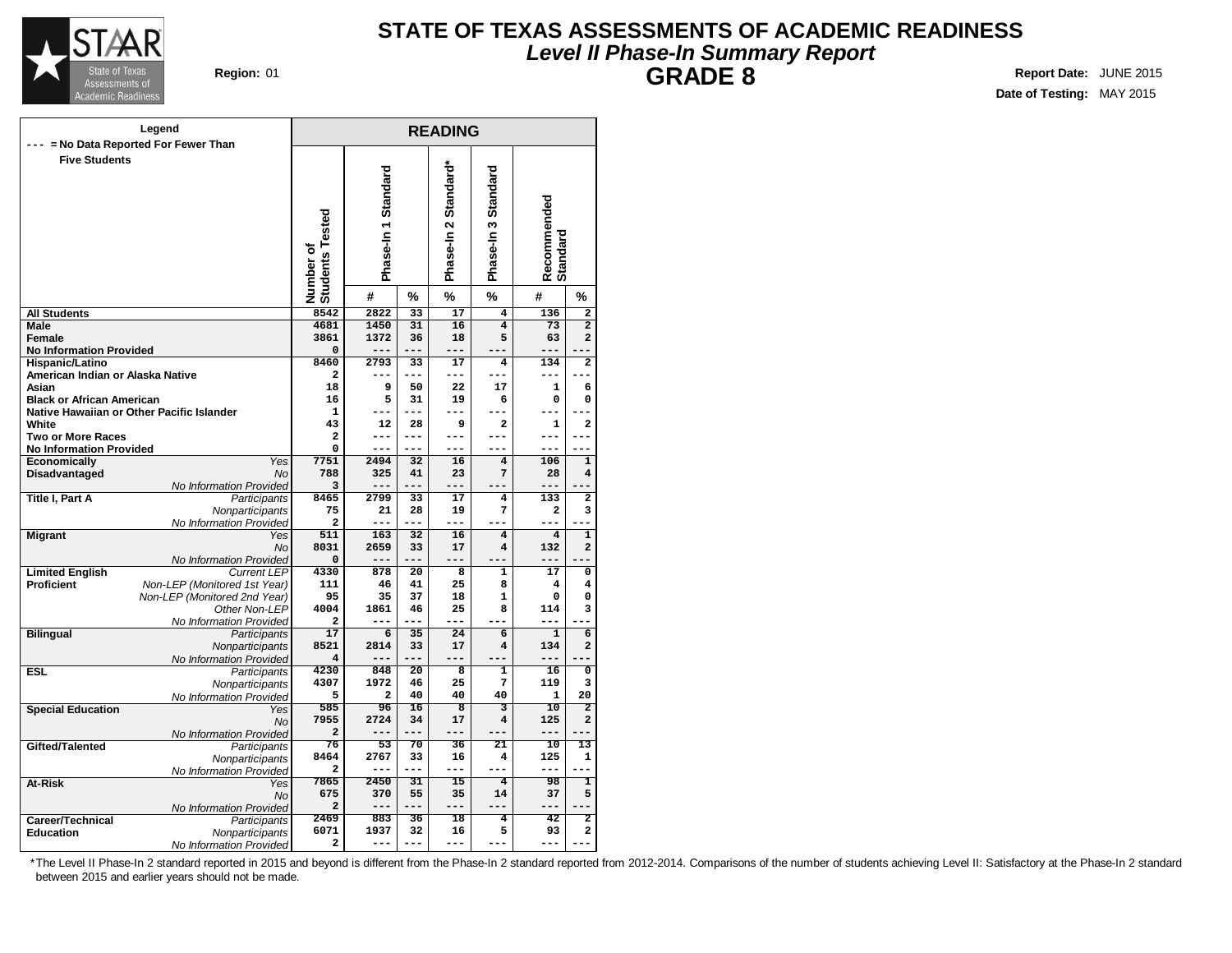# STATE OF TEXAS ASSESSMENTS OF ACADEMIC READINESS

## *Level II Phase-In Summary Report*

## GRADE 8

**Region:** 01

**Report Date:** JUNE 2015

**Date of Testing:** MAY 2015

**Legend**
--- = No Data Reported For Fewer Than Five Students

| | | READING | | | | | | |
|---|---|---|---|---|---|---|---|---|
| | | Number of Students Tested | Phase-In 1 Standard | | Phase-In 2 Standard* | Phase-In 3 Standard | Recommended Standard | |
| | | | # | % | % | % | # | % |
| **All Students** | | 8542 | 2822 | 33 | 17 | 4 | 136 | 2 |
| **Male** | | 4681 | 1450 | 31 | 16 | 4 | 73 | 2 |
| **Female** | | 3861 | 1372 | 36 | 18 | 5 | 63 | 2 |
| **No Information Provided** | | 0 | --- | --- | --- | --- | --- | --- |
| **Hispanic/Latino** | | 8460 | 2793 | 33 | 17 | 4 | 134 | 2 |
| **American Indian or Alaska Native** | | 2 | --- | --- | --- | --- | --- | --- |
| **Asian** | | 18 | 9 | 50 | 22 | 17 | 1 | 6 |
| **Black or African American** | | 16 | 5 | 31 | 19 | 6 | 0 | 0 |
| **Native Hawaiian or Other Pacific Islander** | | 1 | --- | --- | --- | --- | --- | --- |
| **White** | | 43 | 12 | 28 | 9 | 2 | 1 | 2 |
| **Two or More Races** | | 2 | --- | --- | --- | --- | --- | --- |
| **No Information Provided** | | 0 | --- | --- | --- | --- | --- | --- |
| **Economically Disadvantaged** | *Yes* | 7751 | 2494 | 32 | 16 | 4 | 106 | 1 |
| | *No* | 788 | 325 | 41 | 23 | 7 | 28 | 4 |
| | *No Information Provided* | 3 | --- | --- | --- | --- | --- | --- |
| **Title I, Part A** | *Participants* | 8465 | 2799 | 33 | 17 | 4 | 133 | 2 |
| | *Nonparticipants* | 75 | 21 | 28 | 19 | 7 | 2 | 3 |
| | *No Information Provided* | 2 | --- | --- | --- | --- | --- | --- |
| **Migrant** | *Yes* | 511 | 163 | 32 | 16 | 4 | 4 | 1 |
| | *No* | 8031 | 2659 | 33 | 17 | 4 | 132 | 2 |
| | *No Information Provided* | 0 | --- | --- | --- | --- | --- | --- |
| **Limited English Proficient** | *Current LEP* | 4330 | 878 | 20 | 8 | 1 | 17 | 0 |
| | *Non-LEP (Monitored 1st Year)* | 111 | 46 | 41 | 25 | 8 | 4 | 4 |
| | *Non-LEP (Monitored 2nd Year)* | 95 | 35 | 37 | 18 | 1 | 0 | 0 |
| | *Other Non-LEP* | 4004 | 1861 | 46 | 25 | 8 | 114 | 3 |
| | *No Information Provided* | 2 | --- | --- | --- | --- | --- | --- |
| **Bilingual** | *Participants* | 17 | 6 | 35 | 24 | 6 | 1 | 6 |
| | *Nonparticipants* | 8521 | 2814 | 33 | 17 | 4 | 134 | 2 |
| | *No Information Provided* | 4 | --- | --- | --- | --- | --- | --- |
| **ESL** | *Participants* | 4230 | 848 | 20 | 8 | 1 | 16 | 0 |
| | *Nonparticipants* | 4307 | 1972 | 46 | 25 | 7 | 119 | 3 |
| | *No Information Provided* | 5 | 2 | 40 | 40 | 40 | 1 | 20 |
| **Special Education** | *Yes* | 585 | 96 | 16 | 8 | 3 | 10 | 2 |
| | *No* | 7955 | 2724 | 34 | 17 | 4 | 125 | 2 |
| | *No Information Provided* | 2 | --- | --- | --- | --- | --- | --- |
| **Gifted/Talented** | *Participants* | 76 | 53 | 70 | 36 | 21 | 10 | 13 |
| | *Nonparticipants* | 8464 | 2767 | 33 | 16 | 4 | 125 | 1 |
| | *No Information Provided* | 2 | --- | --- | --- | --- | --- | --- |
| **At-Risk** | *Yes* | 7865 | 2450 | 31 | 15 | 4 | 98 | 1 |
| | *No* | 675 | 370 | 55 | 35 | 14 | 37 | 5 |
| | *No Information Provided* | 2 | --- | --- | --- | --- | --- | --- |
| **Career/Technical Education** | *Participants* | 2469 | 883 | 36 | 18 | 4 | 42 | 2 |
| | *Nonparticipants* | 6071 | 1937 | 32 | 16 | 5 | 93 | 2 |
| | *No Information Provided* | 2 | --- | --- | --- | --- | --- | --- |

*The Level II Phase-In 2 standard reported in 2015 and beyond is different from the Phase-In 2 standard reported from 2012-2014. Comparisons of the number of students achieving Level II: Satisfactory at the Phase-In 2 standard between 2015 and earlier years should not be made.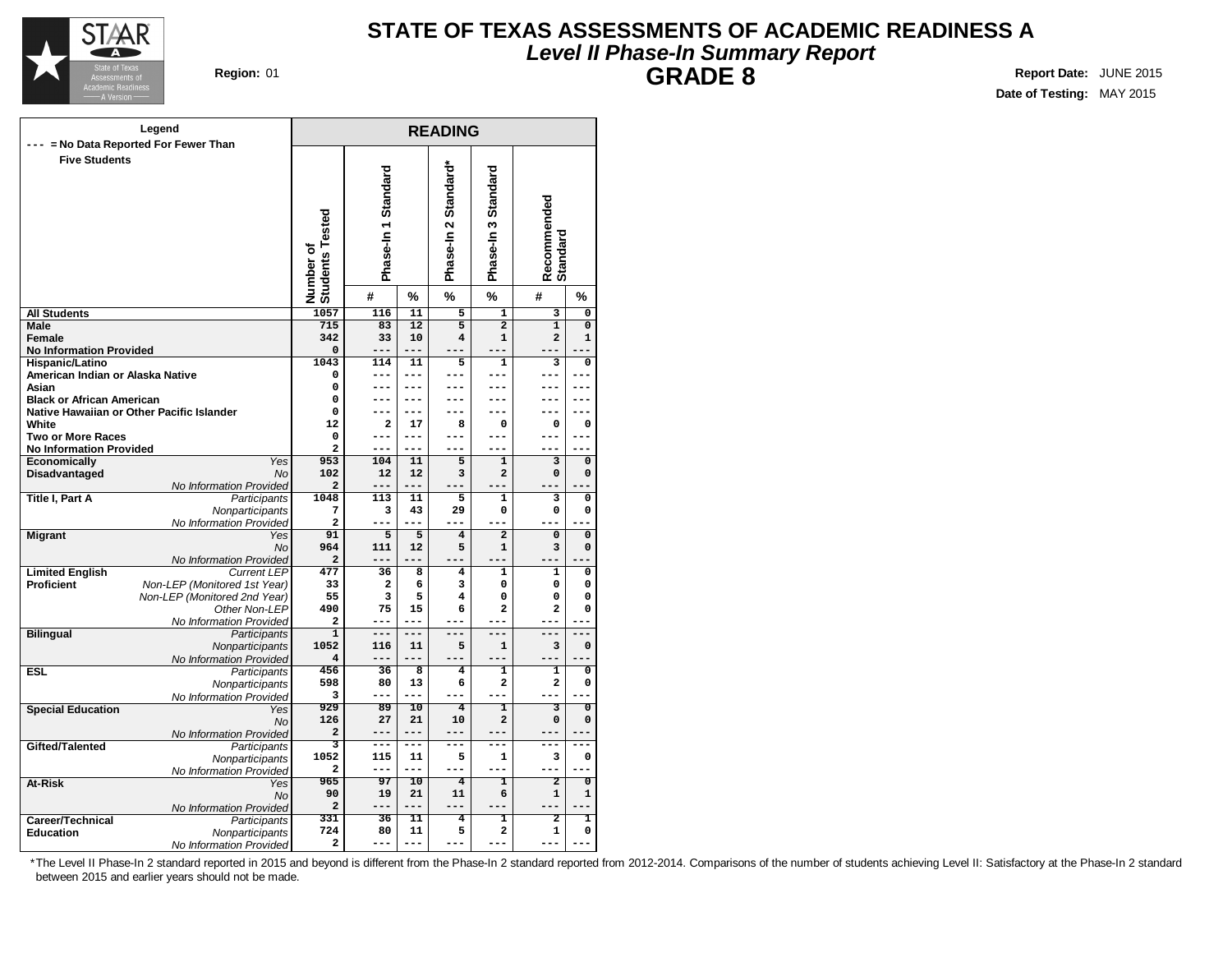# STATE OF TEXAS ASSESSMENTS OF ACADEMIC READINESS A

## *Level II Phase-In Summary Report*

## GRADE 8

**Region:** 01

**Report Date:** JUNE 2015

**Date of Testing:** MAY 2015

Legend

--- = No Data Reported For Fewer Than Five Students

| | | READING | | | | | | |
|---|---|---|---|---|---|---|---|---|
| | | Number of Students Tested | Phase-In 1 Standard | | Phase-In 2 Standard* | Phase-In 3 Standard | Recommended Standard | |
| | | | # | % | % | % | # | % |
| **All Students** | | 1057 | 116 | 11 | 5 | 1 | 3 | 0 |
| **Male** | | 715 | 83 | 12 | 5 | 2 | 1 | 0 |
| **Female** | | 342 | 33 | 10 | 4 | 1 | 2 | 1 |
| **No Information Provided** | | 0 | --- | --- | --- | --- | --- | --- |
| **Hispanic/Latino** | | 1043 | 114 | 11 | 5 | 1 | 3 | 0 |
| **American Indian or Alaska Native** | | 0 | --- | --- | --- | --- | --- | --- |
| **Asian** | | 0 | --- | --- | --- | --- | --- | --- |
| **Black or African American** | | 0 | --- | --- | --- | --- | --- | --- |
| **Native Hawaiian or Other Pacific Islander** | | 0 | --- | --- | --- | --- | --- | --- |
| **White** | | 12 | 2 | 17 | 8 | 0 | 0 | 0 |
| **Two or More Races** | | 0 | --- | --- | --- | --- | --- | --- |
| **No Information Provided** | | 2 | --- | --- | --- | --- | --- | --- |
| **Economically Disadvantaged** | *Yes* | 953 | 104 | 11 | 5 | 1 | 3 | 0 |
| | *No* | 102 | 12 | 12 | 3 | 2 | 0 | 0 |
| | *No Information Provided* | 2 | --- | --- | --- | --- | --- | --- |
| **Title I, Part A** | *Participants* | 1048 | 113 | 11 | 5 | 1 | 3 | 0 |
| | *Nonparticipants* | 7 | 3 | 43 | 29 | 0 | 0 | 0 |
| | *No Information Provided* | 2 | --- | --- | --- | --- | --- | --- |
| **Migrant** | *Yes* | 91 | 5 | 5 | 4 | 2 | 0 | 0 |
| | *No* | 964 | 111 | 12 | 5 | 1 | 3 | 0 |
| | *No Information Provided* | 2 | --- | --- | --- | --- | --- | --- |
| **Limited English Proficient** | *Current LEP* | 477 | 36 | 8 | 4 | 1 | 1 | 0 |
| | *Non-LEP (Monitored 1st Year)* | 33 | 2 | 6 | 3 | 0 | 0 | 0 |
| | *Non-LEP (Monitored 2nd Year)* | 55 | 3 | 5 | 4 | 0 | 0 | 0 |
| | *Other Non-LEP* | 490 | 75 | 15 | 6 | 2 | 2 | 0 |
| | *No Information Provided* | 2 | --- | --- | --- | --- | --- | --- |
| **Bilingual** | *Participants* | 1 | --- | --- | --- | --- | --- | --- |
| | *Nonparticipants* | 1052 | 116 | 11 | 5 | 1 | 3 | 0 |
| | *No Information Provided* | 4 | --- | --- | --- | --- | --- | --- |
| **ESL** | *Participants* | 456 | 36 | 8 | 4 | 1 | 1 | 0 |
| | *Nonparticipants* | 598 | 80 | 13 | 6 | 2 | 2 | 0 |
| | *No Information Provided* | 3 | --- | --- | --- | --- | --- | --- |
| **Special Education** | *Yes* | 929 | 89 | 10 | 4 | 1 | 3 | 0 |
| | *No* | 126 | 27 | 21 | 10 | 2 | 0 | 0 |
| | *No Information Provided* | 2 | --- | --- | --- | --- | --- | --- |
| **Gifted/Talented** | *Participants* | 3 | --- | --- | --- | --- | --- | --- |
| | *Nonparticipants* | 1052 | 115 | 11 | 5 | 1 | 3 | 0 |
| | *No Information Provided* | 2 | --- | --- | --- | --- | --- | --- |
| **At-Risk** | *Yes* | 965 | 97 | 10 | 4 | 1 | 2 | 0 |
| | *No* | 90 | 19 | 21 | 11 | 6 | 1 | 1 |
| | *No Information Provided* | 2 | --- | --- | --- | --- | --- | --- |
| **Career/Technical Education** | *Participants* | 331 | 36 | 11 | 4 | 1 | 2 | 1 |
| | *Nonparticipants* | 724 | 80 | 11 | 5 | 2 | 1 | 0 |
| | *No Information Provided* | 2 | --- | --- | --- | --- | --- | --- |

*The Level II Phase-In 2 standard reported in 2015 and beyond is different from the Phase-In 2 standard reported from 2012-2014. Comparisons of the number of students achieving Level II: Satisfactory at the Phase-In 2 standard between 2015 and earlier years should not be made.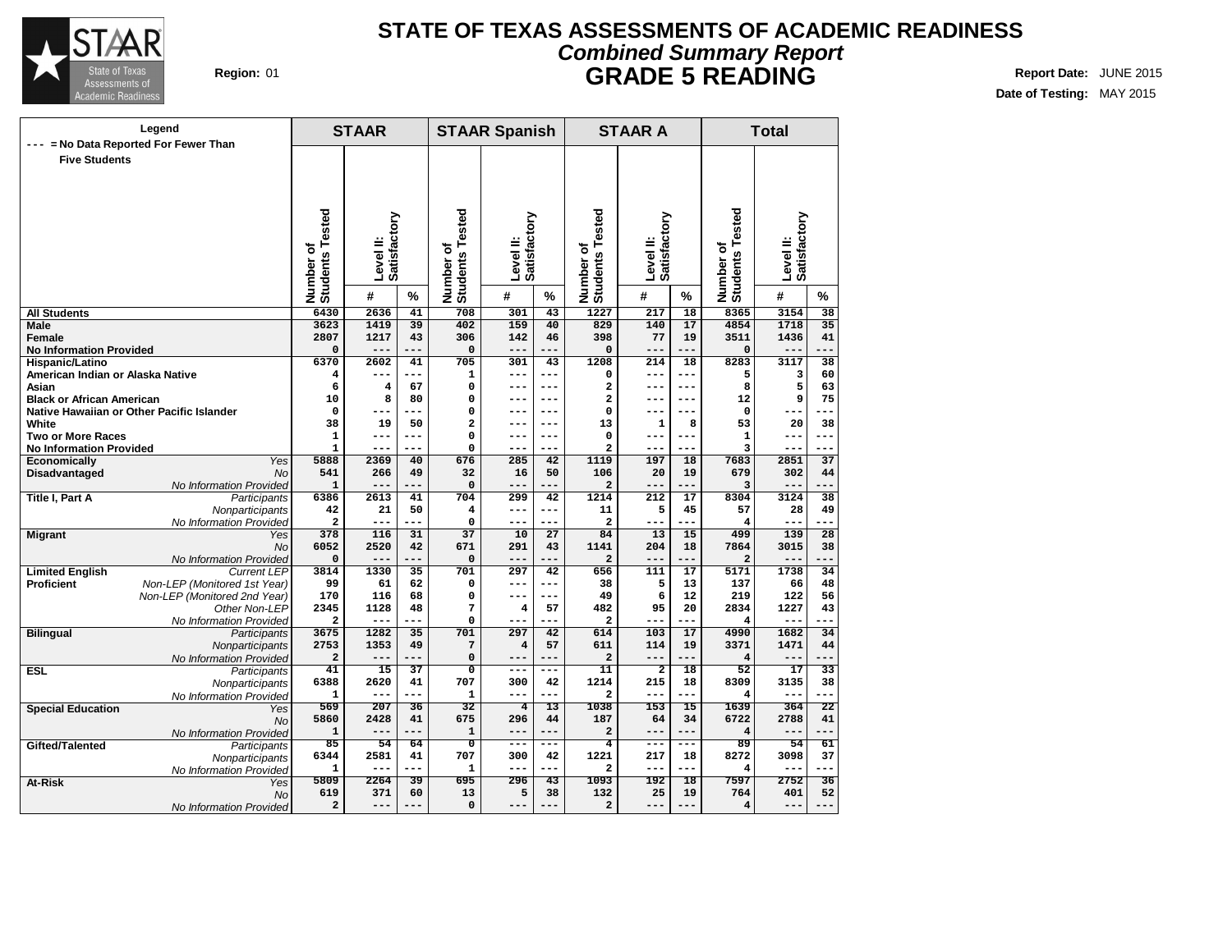# STATE OF TEXAS ASSESSMENTS OF ACADEMIC READINESS

## *Combined Summary Report*

## GRADE 5 READING

**Region:** 01

**Report Date:** JUNE 2015

**Date of Testing:** MAY 2015

Legend: --- = No Data Reported For Fewer Than Five Students

| | | STAAR | | | STAAR Spanish | | | STAAR A | | | Total | | |
|---|---|---|---|---|---|---|---|---|---|---|---|---|---|
| | | Number of Students Tested | Level II: Satisfactory # | Level II: Satisfactory % | Number of Students Tested | Level II: Satisfactory # | Level II: Satisfactory % | Number of Students Tested | Level II: Satisfactory # | Level II: Satisfactory % | Number of Students Tested | Level II: Satisfactory # | Level II: Satisfactory % |
| **All Students** | | 6430 | 2636 | 41 | 708 | 301 | 43 | 1227 | 217 | 18 | 8365 | 3154 | 38 |
| **Male** | | 3623 | 1419 | 39 | 402 | 159 | 40 | 829 | 140 | 17 | 4854 | 1718 | 35 |
| **Female** | | 2807 | 1217 | 43 | 306 | 142 | 46 | 398 | 77 | 19 | 3511 | 1436 | 41 |
| **No Information Provided** | | 0 | --- | --- | 0 | --- | --- | 0 | --- | --- | 0 | --- | --- |
| **Hispanic/Latino** | | 6370 | 2602 | 41 | 705 | 301 | 43 | 1208 | 214 | 18 | 8283 | 3117 | 38 |
| **American Indian or Alaska Native** | | 4 | --- | --- | 1 | --- | --- | 0 | --- | --- | 5 | 3 | 60 |
| **Asian** | | 6 | 4 | 67 | 0 | --- | --- | 2 | --- | --- | 8 | 5 | 63 |
| **Black or African American** | | 10 | 8 | 80 | 0 | --- | --- | 2 | --- | --- | 12 | 9 | 75 |
| **Native Hawaiian or Other Pacific Islander** | | 0 | --- | --- | 0 | --- | --- | 0 | --- | --- | 0 | --- | --- |
| **White** | | 38 | 19 | 50 | 2 | --- | --- | 13 | 1 | 8 | 53 | 20 | 38 |
| **Two or More Races** | | 1 | --- | --- | 0 | --- | --- | 0 | --- | --- | 1 | --- | --- |
| **No Information Provided** | | 1 | --- | --- | 0 | --- | --- | 2 | --- | --- | 3 | --- | --- |
| **Economically Disadvantaged** | *Yes* | 5888 | 2369 | 40 | 676 | 285 | 42 | 1119 | 197 | 18 | 7683 | 2851 | 37 |
| | *No* | 541 | 266 | 49 | 32 | 16 | 50 | 106 | 20 | 19 | 679 | 302 | 44 |
| | *No Information Provided* | 1 | --- | --- | 0 | --- | --- | 2 | --- | --- | 3 | --- | --- |
| **Title I, Part A** | *Participants* | 6386 | 2613 | 41 | 704 | 299 | 42 | 1214 | 212 | 17 | 8304 | 3124 | 38 |
| | *Nonparticipants* | 42 | 21 | 50 | 4 | --- | --- | 11 | 5 | 45 | 57 | 28 | 49 |
| | *No Information Provided* | 2 | --- | --- | 0 | --- | --- | 2 | --- | --- | 4 | --- | --- |
| **Migrant** | *Yes* | 378 | 116 | 31 | 37 | 10 | 27 | 84 | 13 | 15 | 499 | 139 | 28 |
| | *No* | 6052 | 2520 | 42 | 671 | 291 | 43 | 1141 | 204 | 18 | 7864 | 3015 | 38 |
| | *No Information Provided* | 0 | --- | --- | 0 | --- | --- | 2 | --- | --- | 2 | --- | --- |
| **Limited English Proficient** | *Current LEP* | 3814 | 1330 | 35 | 701 | 297 | 42 | 656 | 111 | 17 | 5171 | 1738 | 34 |
| | *Non-LEP (Monitored 1st Year)* | 99 | 61 | 62 | 0 | --- | --- | 38 | 5 | 13 | 137 | 66 | 48 |
| | *Non-LEP (Monitored 2nd Year)* | 170 | 116 | 68 | 0 | --- | --- | 49 | 6 | 12 | 219 | 122 | 56 |
| | *Other Non-LEP* | 2345 | 1128 | 48 | 7 | 4 | 57 | 482 | 95 | 20 | 2834 | 1227 | 43 |
| | *No Information Provided* | 2 | --- | --- | 0 | --- | --- | 2 | --- | --- | 4 | --- | --- |
| **Bilingual** | *Participants* | 3675 | 1282 | 35 | 701 | 297 | 42 | 614 | 103 | 17 | 4990 | 1682 | 34 |
| | *Nonparticipants* | 2753 | 1353 | 49 | 7 | 4 | 57 | 611 | 114 | 19 | 3371 | 1471 | 44 |
| | *No Information Provided* | 2 | --- | --- | 0 | --- | --- | 2 | --- | --- | 4 | --- | --- |
| **ESL** | *Participants* | 41 | 15 | 37 | 0 | --- | --- | 11 | 2 | 18 | 52 | 17 | 33 |
| | *Nonparticipants* | 6388 | 2620 | 41 | 707 | 300 | 42 | 1214 | 215 | 18 | 8309 | 3135 | 38 |
| | *No Information Provided* | 1 | --- | --- | 1 | --- | --- | 2 | --- | --- | 4 | --- | --- |
| **Special Education** | *Yes* | 569 | 207 | 36 | 32 | 4 | 13 | 1038 | 153 | 15 | 1639 | 364 | 22 |
| | *No* | 5860 | 2428 | 41 | 675 | 296 | 44 | 187 | 64 | 34 | 6722 | 2788 | 41 |
| | *No Information Provided* | 1 | --- | --- | 1 | --- | --- | 2 | --- | --- | 4 | --- | --- |
| **Gifted/Talented** | *Participants* | 85 | 54 | 64 | 0 | --- | --- | 4 | --- | --- | 89 | 54 | 61 |
| | *Nonparticipants* | 6344 | 2581 | 41 | 707 | 300 | 42 | 1221 | 217 | 18 | 8272 | 3098 | 37 |
| | *No Information Provided* | 1 | --- | --- | 1 | --- | --- | 2 | --- | --- | 4 | --- | --- |
| **At-Risk** | *Yes* | 5809 | 2264 | 39 | 695 | 296 | 43 | 1093 | 192 | 18 | 7597 | 2752 | 36 |
| | *No* | 619 | 371 | 60 | 13 | 5 | 38 | 132 | 25 | 19 | 764 | 401 | 52 |
| | *No Information Provided* | 2 | --- | --- | 0 | --- | --- | 2 | --- | --- | 4 | --- | --- |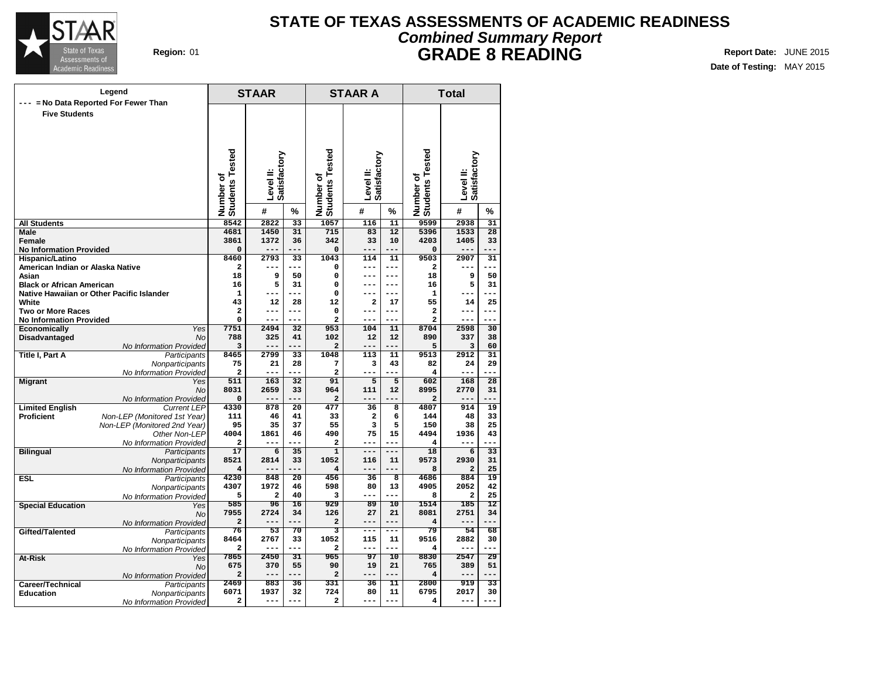# STATE OF TEXAS ASSESSMENTS OF ACADEMIC READINESS

## *Combined Summary Report*

## GRADE 8 READING

**Region:** 01

**Report Date:** JUNE 2015

**Date of Testing:** MAY 2015

| Legend<br>--- = No Data Reported For Fewer Than Five Students | | STAAR | | | STAAR A | | | Total | | |
|---|---|---|---|---|---|---|---|---|---|---|
| | | Number of Students Tested | Level II: Satisfactory # | Level II: Satisfactory % | Number of Students Tested | Level II: Satisfactory # | Level II: Satisfactory % | Number of Students Tested | Level II: Satisfactory # | Level II: Satisfactory % |
| **All Students** | | 8542 | 2822 | 33 | 1057 | 116 | 11 | 9599 | 2938 | 31 |
| **Male** | | 4681 | 1450 | 31 | 715 | 83 | 12 | 5396 | 1533 | 28 |
| **Female** | | 3861 | 1372 | 36 | 342 | 33 | 10 | 4203 | 1405 | 33 |
| **No Information Provided** | | 0 | --- | --- | 0 | --- | --- | 0 | --- | --- |
| **Hispanic/Latino** | | 8460 | 2793 | 33 | 1043 | 114 | 11 | 9503 | 2907 | 31 |
| **American Indian or Alaska Native** | | 2 | --- | --- | 0 | --- | --- | 2 | --- | --- |
| **Asian** | | 18 | 9 | 50 | 0 | --- | --- | 18 | 9 | 50 |
| **Black or African American** | | 16 | 5 | 31 | 0 | --- | --- | 16 | 5 | 31 |
| **Native Hawaiian or Other Pacific Islander** | | 1 | --- | --- | 0 | --- | --- | 1 | --- | --- |
| **White** | | 43 | 12 | 28 | 12 | 2 | 17 | 55 | 14 | 25 |
| **Two or More Races** | | 2 | --- | --- | 0 | --- | --- | 2 | --- | --- |
| **No Information Provided** | | 0 | --- | --- | 2 | --- | --- | 2 | --- | --- |
| **Economically Disadvantaged** | *Yes* | 7751 | 2494 | 32 | 953 | 104 | 11 | 8704 | 2598 | 30 |
| | *No* | 788 | 325 | 41 | 102 | 12 | 12 | 890 | 337 | 38 |
| | *No Information Provided* | 3 | --- | --- | 2 | --- | --- | 5 | 3 | 60 |
| **Title I, Part A** | *Participants* | 8465 | 2799 | 33 | 1048 | 113 | 11 | 9513 | 2912 | 31 |
| | *Nonparticipants* | 75 | 21 | 28 | 7 | 3 | 43 | 82 | 24 | 29 |
| | *No Information Provided* | 2 | --- | --- | 2 | --- | --- | 4 | --- | --- |
| **Migrant** | *Yes* | 511 | 163 | 32 | 91 | 5 | 5 | 602 | 168 | 28 |
| | *No* | 8031 | 2659 | 33 | 964 | 111 | 12 | 8995 | 2770 | 31 |
| | *No Information Provided* | 0 | --- | --- | 2 | --- | --- | 2 | --- | --- |
| **Limited English Proficient** | *Current LEP* | 4330 | 878 | 20 | 477 | 36 | 8 | 4807 | 914 | 19 |
| | *Non-LEP (Monitored 1st Year)* | 111 | 46 | 41 | 33 | 2 | 6 | 144 | 48 | 33 |
| | *Non-LEP (Monitored 2nd Year)* | 95 | 35 | 37 | 55 | 3 | 5 | 150 | 38 | 25 |
| | *Other Non-LEP* | 4004 | 1861 | 46 | 490 | 75 | 15 | 4494 | 1936 | 43 |
| | *No Information Provided* | 2 | --- | --- | 2 | --- | --- | 4 | --- | --- |
| **Bilingual** | *Participants* | 17 | 6 | 35 | 1 | --- | --- | 18 | 6 | 33 |
| | *Nonparticipants* | 8521 | 2814 | 33 | 1052 | 116 | 11 | 9573 | 2930 | 31 |
| | *No Information Provided* | 4 | --- | --- | 4 | --- | --- | 8 | 2 | 25 |
| **ESL** | *Participants* | 4230 | 848 | 20 | 456 | 36 | 8 | 4686 | 884 | 19 |
| | *Nonparticipants* | 4307 | 1972 | 46 | 598 | 80 | 13 | 4905 | 2052 | 42 |
| | *No Information Provided* | 5 | 2 | 40 | 3 | --- | --- | 8 | 2 | 25 |
| **Special Education** | *Yes* | 585 | 96 | 16 | 929 | 89 | 10 | 1514 | 185 | 12 |
| | *No* | 7955 | 2724 | 34 | 126 | 27 | 21 | 8081 | 2751 | 34 |
| | *No Information Provided* | 2 | --- | --- | 2 | --- | --- | 4 | --- | --- |
| **Gifted/Talented** | *Participants* | 76 | 53 | 70 | 3 | --- | --- | 79 | 54 | 68 |
| | *Nonparticipants* | 8464 | 2767 | 33 | 1052 | 115 | 11 | 9516 | 2882 | 30 |
| | *No Information Provided* | 2 | --- | --- | 2 | --- | --- | 4 | --- | --- |
| **At-Risk** | *Yes* | 7865 | 2450 | 31 | 965 | 97 | 10 | 8830 | 2547 | 29 |
| | *No* | 675 | 370 | 55 | 90 | 19 | 21 | 765 | 389 | 51 |
| | *No Information Provided* | 2 | --- | --- | 2 | --- | --- | 4 | --- | --- |
| **Career/Technical Education** | *Participants* | 2469 | 883 | 36 | 331 | 36 | 11 | 2800 | 919 | 33 |
| | *Nonparticipants* | 6071 | 1937 | 32 | 724 | 80 | 11 | 6795 | 2017 | 30 |
| | *No Information Provided* | 2 | --- | --- | 2 | --- | --- | 4 | --- | --- |